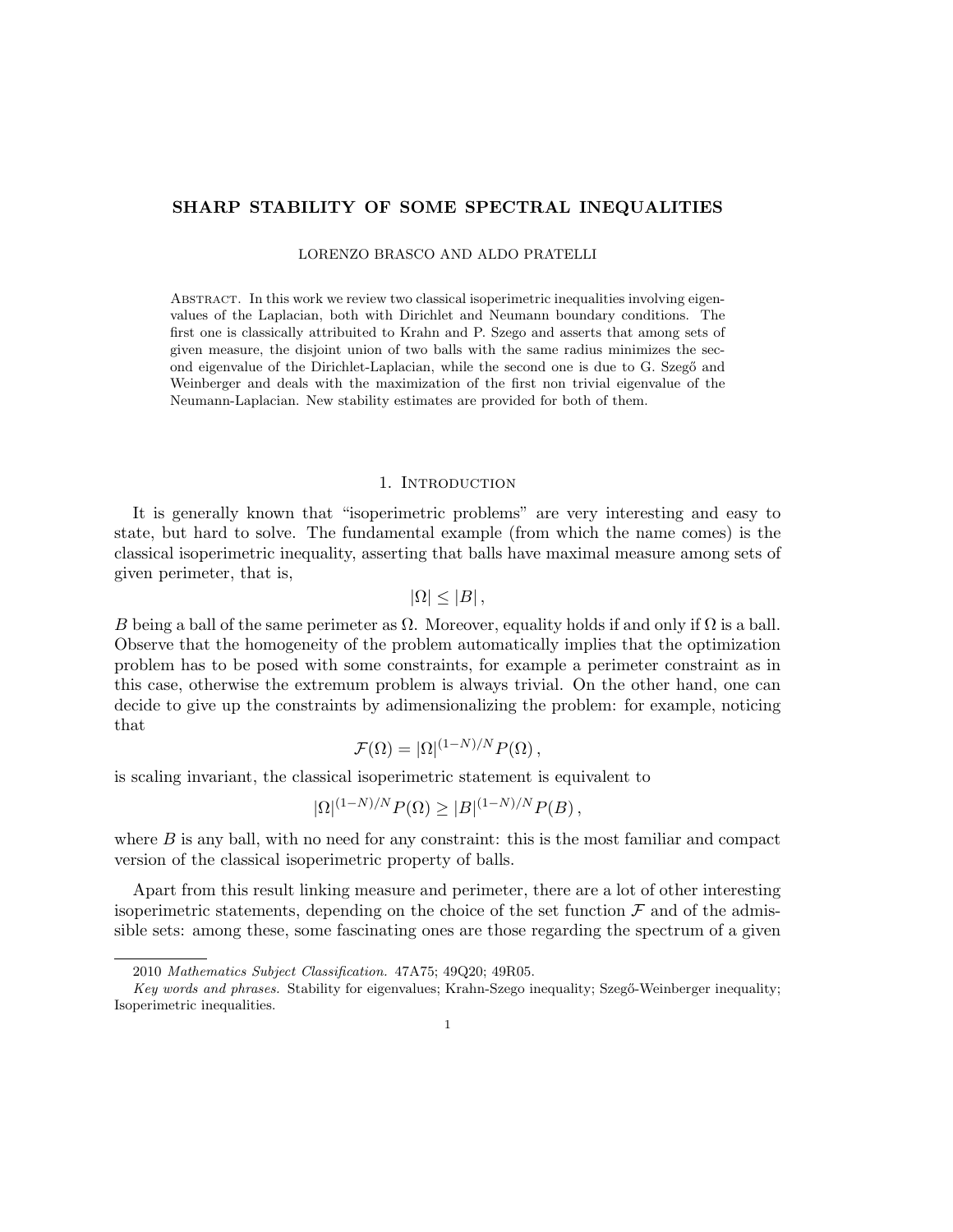# SHARP STABILITY OF SOME SPECTRAL INEQUALITIES

LORENZO BRASCO AND ALDO PRATELLI

Abstract. In this work we review two classical isoperimetric inequalities involving eigenvalues of the Laplacian, both with Dirichlet and Neumann boundary conditions. The first one is classically attribuited to Krahn and P. Szego and asserts that among sets of given measure, the disjoint union of two balls with the same radius minimizes the second eigenvalue of the Dirichlet-Laplacian, while the second one is due to G. Szegő and Weinberger and deals with the maximization of the first non trivial eigenvalue of the Neumann-Laplacian. New stability estimates are provided for both of them.

## 1. Introduction

It is generally known that "isoperimetric problems" are very interesting and easy to state, but hard to solve. The fundamental example (from which the name comes) is the classical isoperimetric inequality, asserting that balls have maximal measure among sets of given perimeter, that is,

$$|\Omega| \leq |B|,$$

$B$ being a ball of the same perimeter as $\Omega$. Moreover, equality holds if and only if $\Omega$ is a ball. Observe that the homogeneity of the problem automatically implies that the optimization problem has to be posed with some constraints, for example a perimeter constraint as in this case, otherwise the extremum problem is always trivial. On the other hand, one can decide to give up the constraints by adimensionalizing the problem: for example, noticing that

$$\mathcal{F}(\Omega) = |\Omega|^{(1-N)/N} P(\Omega),$$

is scaling invariant, the classical isoperimetric statement is equivalent to

$$|\Omega|^{(1-N)/N} P(\Omega) \geq |B|^{(1-N)/N} P(B),$$

where $B$ is any ball, with no need for any constraint: this is the most familiar and compact version of the classical isoperimetric property of balls.

Apart from this result linking measure and perimeter, there are a lot of other interesting isoperimetric statements, depending on the choice of the set function $\mathcal{F}$ and of the admissible sets: among these, some fascinating ones are those regarding the spectrum of a given

2010 *Mathematics Subject Classification.* 47A75; 49Q20; 49R05.

*Key words and phrases.* Stability for eigenvalues; Krahn-Szego inequality; Szegő-Weinberger inequality; Isoperimetric inequalities.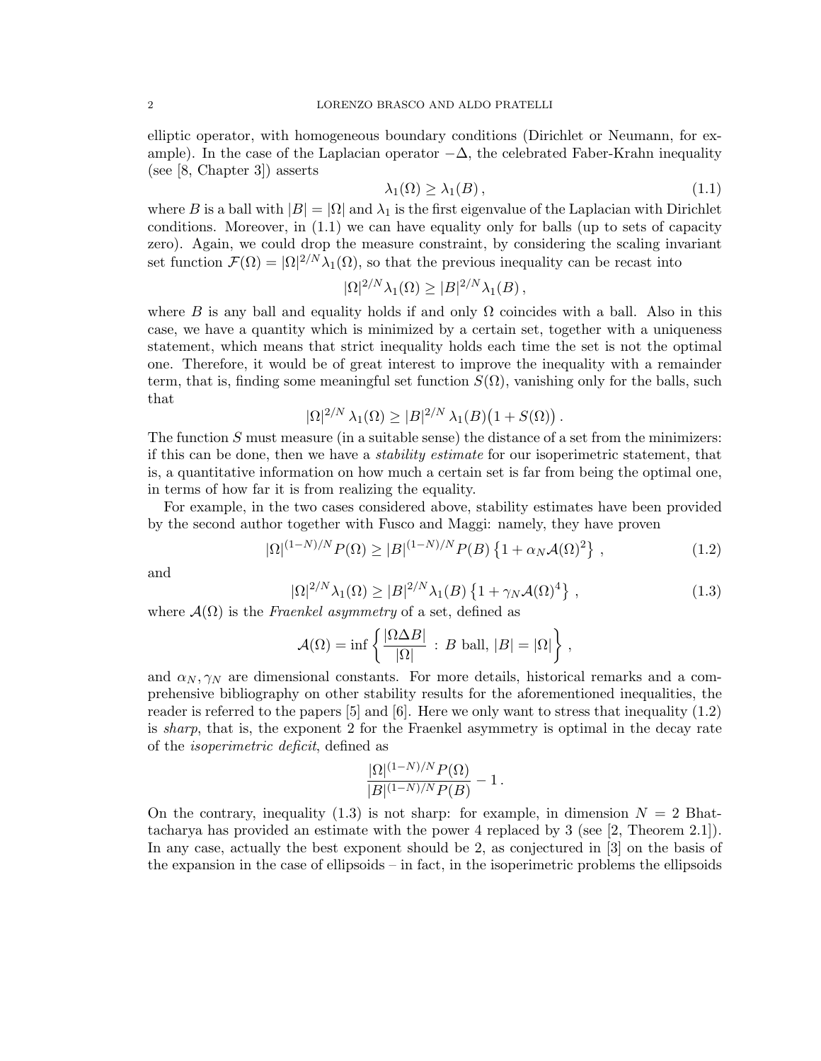elliptic operator, with homogeneous boundary conditions (Dirichlet or Neumann, for example). In the case of the Laplacian operator $-\Delta$, the celebrated Faber-Krahn inequality (see [8, Chapter 3]) asserts

$$\lambda_1(\Omega) \geq \lambda_1(B)\,, \tag{1.1}$$

where $B$ is a ball with $|B| = |\Omega|$ and $\lambda_1$ is the first eigenvalue of the Laplacian with Dirichlet conditions. Moreover, in (1.1) we can have equality only for balls (up to sets of capacity zero). Again, we could drop the measure constraint, by considering the scaling invariant set function $\mathcal{F}(\Omega) = |\Omega|^{2/N}\lambda_1(\Omega)$, so that the previous inequality can be recast into

$$|\Omega|^{2/N}\lambda_1(\Omega) \geq |B|^{2/N}\lambda_1(B)\,,$$

where $B$ is any ball and equality holds if and only $\Omega$ coincides with a ball. Also in this case, we have a quantity which is minimized by a certain set, together with a uniqueness statement, which means that strict inequality holds each time the set is not the optimal one. Therefore, it would be of great interest to improve the inequality with a remainder term, that is, finding some meaningful set function $S(\Omega)$, vanishing only for the balls, such that

$$|\Omega|^{2/N}\,\lambda_1(\Omega) \geq |B|^{2/N}\,\lambda_1(B)\big(1 + S(\Omega)\big)\,.$$

The function $S$ must measure (in a suitable sense) the distance of a set from the minimizers: if this can be done, then we have a *stability estimate* for our isoperimetric statement, that is, a quantitative information on how much a certain set is far from being the optimal one, in terms of how far it is from realizing the equality.

For example, in the two cases considered above, stability estimates have been provided by the second author together with Fusco and Maggi: namely, they have proven

$$|\Omega|^{(1-N)/N}P(\Omega) \geq |B|^{(1-N)/N}P(B)\left\{1 + \alpha_N\mathcal{A}(\Omega)^2\right\}\,, \tag{1.2}$$

and

$$|\Omega|^{2/N}\lambda_1(\Omega) \geq |B|^{2/N}\lambda_1(B)\left\{1 + \gamma_N\mathcal{A}(\Omega)^4\right\}\,, \tag{1.3}$$

where $\mathcal{A}(\Omega)$ is the *Fraenkel asymmetry* of a set, defined as

$$\mathcal{A}(\Omega) = \inf\left\{\frac{|\Omega\Delta B|}{|\Omega|}\,:\,B\text{ ball, }|B| = |\Omega|\right\}\,,$$

and $\alpha_N, \gamma_N$ are dimensional constants. For more details, historical remarks and a comprehensive bibliography on other stability results for the aforementioned inequalities, the reader is referred to the papers [5] and [6]. Here we only want to stress that inequality (1.2) is *sharp*, that is, the exponent 2 for the Fraenkel asymmetry is optimal in the decay rate of the *isoperimetric deficit*, defined as

$$\frac{|\Omega|^{(1-N)/N}P(\Omega)}{|B|^{(1-N)/N}P(B)} - 1\,.$$

On the contrary, inequality (1.3) is not sharp: for example, in dimension $N = 2$ Bhattacharya has provided an estimate with the power 4 replaced by 3 (see [2, Theorem 2.1]). In any case, actually the best exponent should be 2, as conjectured in [3] on the basis of the expansion in the case of ellipsoids – in fact, in the isoperimetric problems the ellipsoids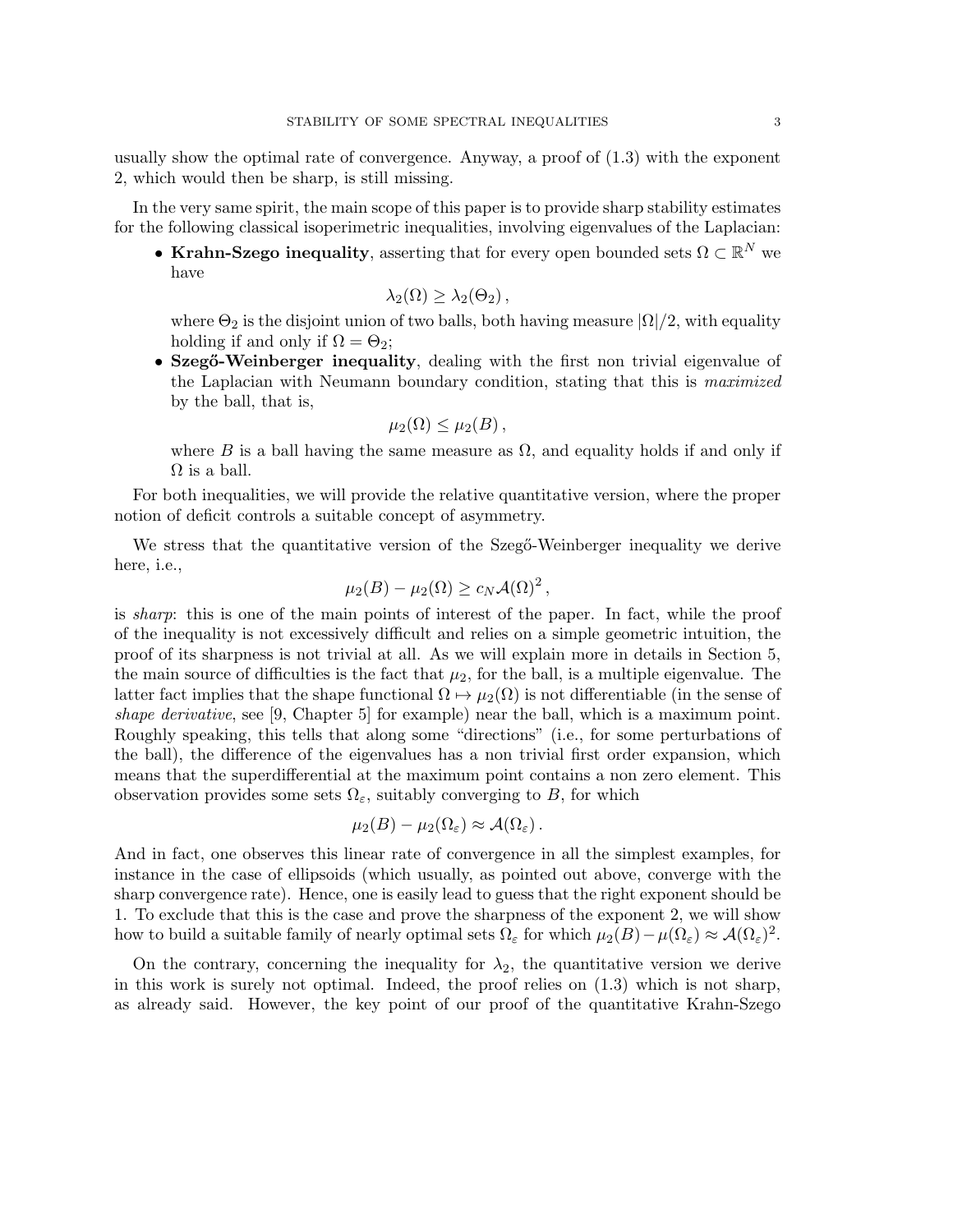usually show the optimal rate of convergence. Anyway, a proof of (1.3) with the exponent 2, which would then be sharp, is still missing.

In the very same spirit, the main scope of this paper is to provide sharp stability estimates for the following classical isoperimetric inequalities, involving eigenvalues of the Laplacian:

- **Krahn-Szego inequality**, asserting that for every open bounded sets $\Omega \subset \mathbb{R}^N$ we have
$$\lambda_2(\Omega) \geq \lambda_2(\Theta_2)\,,$$
where $\Theta_2$ is the disjoint union of two balls, both having measure $|\Omega|/2$, with equality holding if and only if $\Omega = \Theta_2$;
- **Szegő-Weinberger inequality**, dealing with the first non trivial eigenvalue of the Laplacian with Neumann boundary condition, stating that this is *maximized* by the ball, that is,
$$\mu_2(\Omega) \leq \mu_2(B)\,,$$
where $B$ is a ball having the same measure as $\Omega$, and equality holds if and only if $\Omega$ is a ball.

For both inequalities, we will provide the relative quantitative version, where the proper notion of deficit controls a suitable concept of asymmetry.

We stress that the quantitative version of the Szegő-Weinberger inequality we derive here, i.e.,
$$\mu_2(B) - \mu_2(\Omega) \geq c_N \mathcal{A}(\Omega)^2\,,$$
is *sharp*: this is one of the main points of interest of the paper. In fact, while the proof of the inequality is not excessively difficult and relies on a simple geometric intuition, the proof of its sharpness is not trivial at all. As we will explain more in details in Section 5, the main source of difficulties is the fact that $\mu_2$, for the ball, is a multiple eigenvalue. The latter fact implies that the shape functional $\Omega \mapsto \mu_2(\Omega)$ is not differentiable (in the sense of *shape derivative*, see [9, Chapter 5] for example) near the ball, which is a maximum point. Roughly speaking, this tells that along some "directions" (i.e., for some perturbations of the ball), the difference of the eigenvalues has a non trivial first order expansion, which means that the superdifferential at the maximum point contains a non zero element. This observation provides some sets $\Omega_\varepsilon$, suitably converging to $B$, for which
$$\mu_2(B) - \mu_2(\Omega_\varepsilon) \approx \mathcal{A}(\Omega_\varepsilon)\,.$$
And in fact, one observes this linear rate of convergence in all the simplest examples, for instance in the case of ellipsoids (which usually, as pointed out above, converge with the sharp convergence rate). Hence, one is easily lead to guess that the right exponent should be 1. To exclude that this is the case and prove the sharpness of the exponent 2, we will show how to build a suitable family of nearly optimal sets $\Omega_\varepsilon$ for which $\mu_2(B) - \mu(\Omega_\varepsilon) \approx \mathcal{A}(\Omega_\varepsilon)^2$.

On the contrary, concerning the inequality for $\lambda_2$, the quantitative version we derive in this work is surely not optimal. Indeed, the proof relies on (1.3) which is not sharp, as already said. However, the key point of our proof of the quantitative Krahn-Szego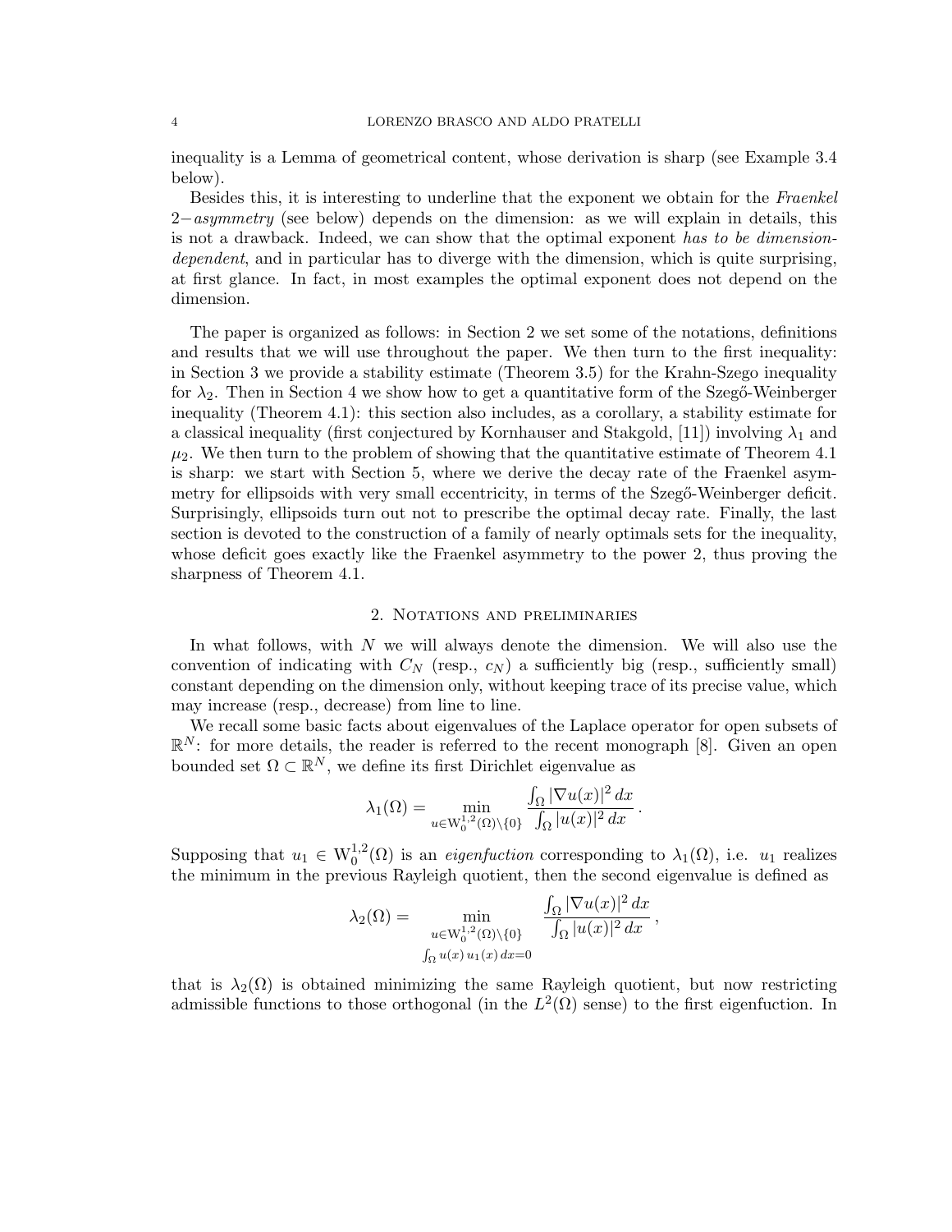inequality is a Lemma of geometrical content, whose derivation is sharp (see Example 3.4 below).

Besides this, it is interesting to underline that the exponent we obtain for the *Fraenkel* $2-$*asymmetry* (see below) depends on the dimension: as we will explain in details, this is not a drawback. Indeed, we can show that the optimal exponent *has to be dimension-dependent*, and in particular has to diverge with the dimension, which is quite surprising, at first glance. In fact, in most examples the optimal exponent does not depend on the dimension.

The paper is organized as follows: in Section 2 we set some of the notations, definitions and results that we will use throughout the paper. We then turn to the first inequality: in Section 3 we provide a stability estimate (Theorem 3.5) for the Krahn-Szego inequality for $\lambda_2$. Then in Section 4 we show how to get a quantitative form of the Szegő-Weinberger inequality (Theorem 4.1): this section also includes, as a corollary, a stability estimate for a classical inequality (first conjectured by Kornhauser and Stakgold, [11]) involving $\lambda_1$ and $\mu_2$. We then turn to the problem of showing that the quantitative estimate of Theorem 4.1 is sharp: we start with Section 5, where we derive the decay rate of the Fraenkel asymmetry for ellipsoids with very small eccentricity, in terms of the Szegő-Weinberger deficit. Surprisingly, ellipsoids turn out not to prescribe the optimal decay rate. Finally, the last section is devoted to the construction of a family of nearly optimals sets for the inequality, whose deficit goes exactly like the Fraenkel asymmetry to the power 2, thus proving the sharpness of Theorem 4.1.

## 2. Notations and preliminaries

In what follows, with $N$ we will always denote the dimension. We will also use the convention of indicating with $C_N$ (resp., $c_N$) a sufficiently big (resp., sufficiently small) constant depending on the dimension only, without keeping trace of its precise value, which may increase (resp., decrease) from line to line.

We recall some basic facts about eigenvalues of the Laplace operator for open subsets of $\mathbb{R}^N$: for more details, the reader is referred to the recent monograph [8]. Given an open bounded set $\Omega \subset \mathbb{R}^N$, we define its first Dirichlet eigenvalue as

$$\lambda_1(\Omega) = \min_{u \in \mathrm{W}_0^{1,2}(\Omega)\setminus\{0\}} \frac{\int_\Omega |\nabla u(x)|^2\, dx}{\int_\Omega |u(x)|^2\, dx}\,.$$

Supposing that $u_1 \in \mathrm{W}_0^{1,2}(\Omega)$ is an *eigenfuction* corresponding to $\lambda_1(\Omega)$, i.e. $u_1$ realizes the minimum in the previous Rayleigh quotient, then the second eigenvalue is defined as

$$\lambda_2(\Omega) = \min_{\substack{u \in \mathrm{W}_0^{1,2}(\Omega)\setminus\{0\} \\ \int_\Omega u(x)\, u_1(x)\, dx = 0}} \frac{\int_\Omega |\nabla u(x)|^2\, dx}{\int_\Omega |u(x)|^2\, dx}\,,$$

that is $\lambda_2(\Omega)$ is obtained minimizing the same Rayleigh quotient, but now restricting admissible functions to those orthogonal (in the $L^2(\Omega)$ sense) to the first eigenfuction. In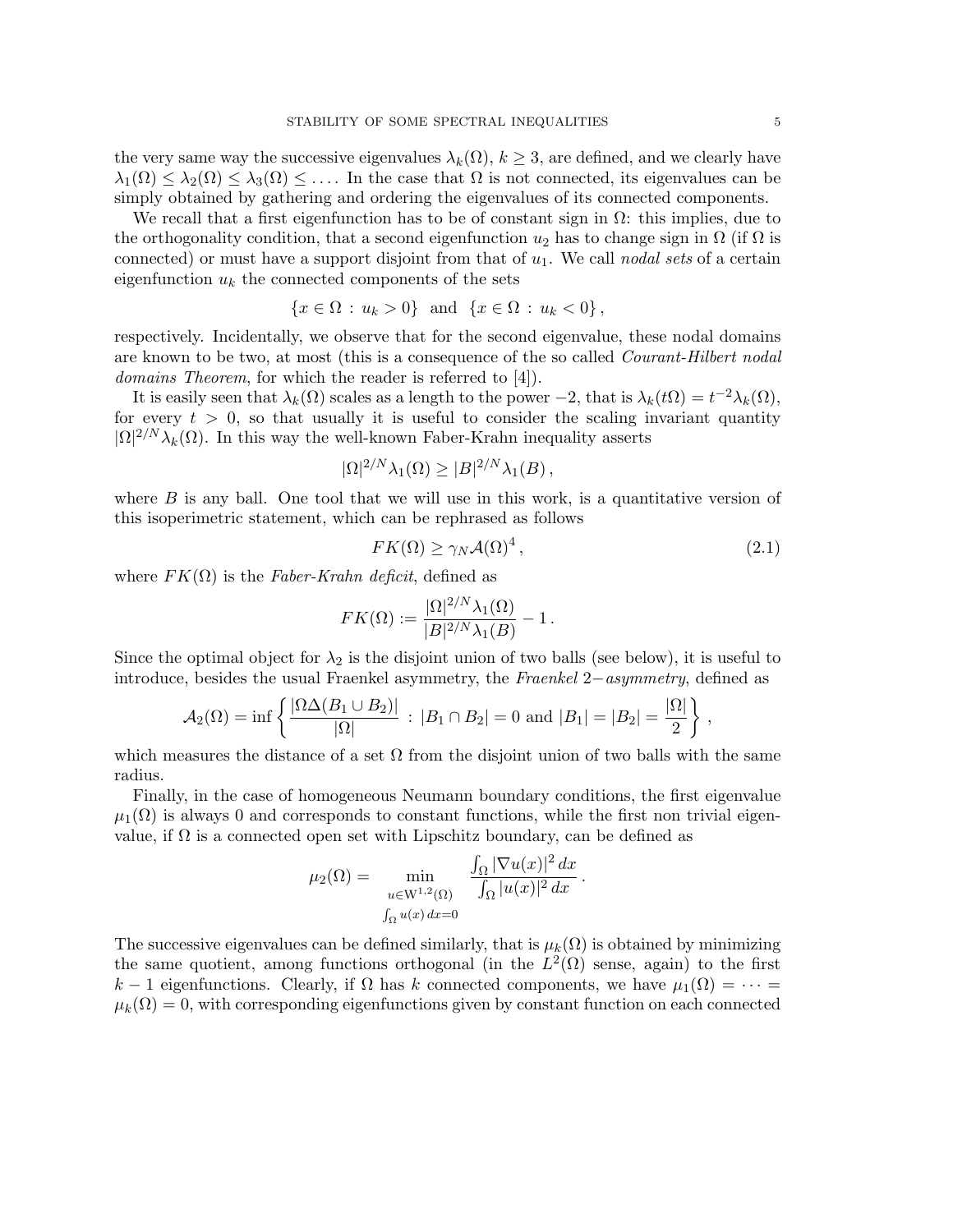the very same way the successive eigenvalues $\lambda_k(\Omega)$, $k \geq 3$, are defined, and we clearly have $\lambda_1(\Omega) \leq \lambda_2(\Omega) \leq \lambda_3(\Omega) \leq \dots$. In the case that $\Omega$ is not connected, its eigenvalues can be simply obtained by gathering and ordering the eigenvalues of its connected components.

We recall that a first eigenfunction has to be of constant sign in $\Omega$: this implies, due to the orthogonality condition, that a second eigenfunction $u_2$ has to change sign in $\Omega$ (if $\Omega$ is connected) or must have a support disjoint from that of $u_1$. We call *nodal sets* of a certain eigenfunction $u_k$ the connected components of the sets

$$\{x \in \Omega \,:\, u_k > 0\} \quad \text{and} \quad \{x \in \Omega \,:\, u_k < 0\}\,,$$

respectively. Incidentally, we observe that for the second eigenvalue, these nodal domains are known to be two, at most (this is a consequence of the so called *Courant-Hilbert nodal domains Theorem*, for which the reader is referred to [4]).

It is easily seen that $\lambda_k(\Omega)$ scales as a length to the power $-2$, that is $\lambda_k(t\Omega) = t^{-2}\lambda_k(\Omega)$, for every $t > 0$, so that usually it is useful to consider the scaling invariant quantity $|\Omega|^{2/N}\lambda_k(\Omega)$. In this way the well-known Faber-Krahn inequality asserts

$$|\Omega|^{2/N}\lambda_1(\Omega) \geq |B|^{2/N}\lambda_1(B)\,,$$

where $B$ is any ball. One tool that we will use in this work, is a quantitative version of this isoperimetric statement, which can be rephrased as follows

$$FK(\Omega) \geq \gamma_N \mathcal{A}(\Omega)^4\,, \tag{2.1}$$

where $FK(\Omega)$ is the *Faber-Krahn deficit*, defined as

$$FK(\Omega) := \frac{|\Omega|^{2/N}\lambda_1(\Omega)}{|B|^{2/N}\lambda_1(B)} - 1\,.$$

Since the optimal object for $\lambda_2$ is the disjoint union of two balls (see below), it is useful to introduce, besides the usual Fraenkel asymmetry, the *Fraenkel 2−asymmetry*, defined as

$$\mathcal{A}_2(\Omega) = \inf\left\{\frac{|\Omega\Delta(B_1 \cup B_2)|}{|\Omega|} \,:\, |B_1 \cap B_2| = 0 \text{ and } |B_1| = |B_2| = \frac{|\Omega|}{2}\right\}\,,$$

which measures the distance of a set $\Omega$ from the disjoint union of two balls with the same radius.

Finally, in the case of homogeneous Neumann boundary conditions, the first eigenvalue $\mu_1(\Omega)$ is always 0 and corresponds to constant functions, while the first non trivial eigenvalue, if $\Omega$ is a connected open set with Lipschitz boundary, can be defined as

$$\mu_2(\Omega) = \min_{\substack{u \in \mathrm{W}^{1,2}(\Omega) \\ \int_\Omega u(x)\,dx = 0}} \frac{\int_\Omega |\nabla u(x)|^2\,dx}{\int_\Omega |u(x)|^2\,dx}\,.$$

The successive eigenvalues can be defined similarly, that is $\mu_k(\Omega)$ is obtained by minimizing the same quotient, among functions orthogonal (in the $L^2(\Omega)$ sense, again) to the first $k-1$ eigenfunctions. Clearly, if $\Omega$ has $k$ connected components, we have $\mu_1(\Omega) = \dots = \mu_k(\Omega) = 0$, with corresponding eigenfunctions given by constant function on each connected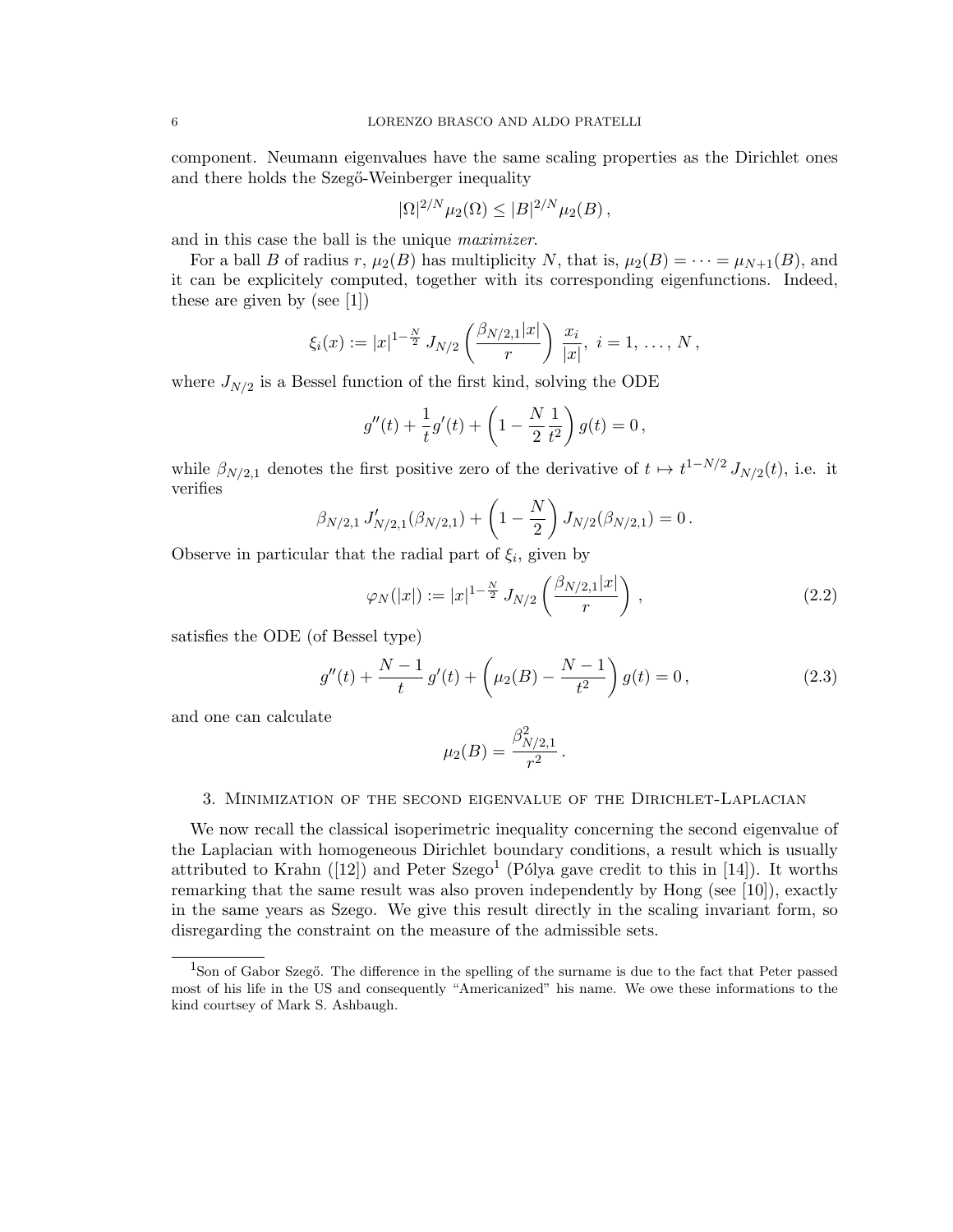component. Neumann eigenvalues have the same scaling properties as the Dirichlet ones and there holds the Szegő-Weinberger inequality

$$|\Omega|^{2/N}\mu_2(\Omega) \le |B|^{2/N}\mu_2(B)\,,$$

and in this case the ball is the unique *maximizer*.

For a ball $B$ of radius $r$, $\mu_2(B)$ has multiplicity $N$, that is, $\mu_2(B) = \dots = \mu_{N+1}(B)$, and it can be explicitly computed, together with its corresponding eigenfunctions. Indeed, these are given by (see [1])

$$\xi_i(x) := |x|^{1-\frac{N}{2}}\, J_{N/2}\left(\frac{\beta_{N/2,1}|x|}{r}\right)\, \frac{x_i}{|x|},\ i = 1,\,\dots,\,N\,,$$

where $J_{N/2}$ is a Bessel function of the first kind, solving the ODE

$$g''(t) + \frac{1}{t}g'(t) + \left(1 - \frac{N}{2}\frac{1}{t^2}\right)g(t) = 0\,,$$

while $\beta_{N/2,1}$ denotes the first positive zero of the derivative of $t \mapsto t^{1-N/2}\,J_{N/2}(t)$, i.e. it verifies

$$\beta_{N/2,1}\, J'_{N/2,1}(\beta_{N/2,1}) + \left(1 - \frac{N}{2}\right) J_{N/2}(\beta_{N/2,1}) = 0\,.$$

Observe in particular that the radial part of $\xi_i$, given by

$$\varphi_N(|x|) := |x|^{1-\frac{N}{2}}\, J_{N/2}\left(\frac{\beta_{N/2,1}|x|}{r}\right)\,, \tag{2.2}$$

satisfies the ODE (of Bessel type)

$$g''(t) + \frac{N-1}{t}\, g'(t) + \left(\mu_2(B) - \frac{N-1}{t^2}\right) g(t) = 0\,, \tag{2.3}$$

and one can calculate

$$\mu_2(B) = \frac{\beta^2_{N/2,1}}{r^2}\,.$$

## 3. Minimization of the second eigenvalue of the Dirichlet-Laplacian

We now recall the classical isoperimetric inequality concerning the second eigenvalue of the Laplacian with homogeneous Dirichlet boundary conditions, a result which is usually attributed to Krahn ([12]) and Peter Szego[1] (Pólya gave credit to this in [14]). It worths remarking that the same result was also proven independently by Hong (see [10]), exactly in the same years as Szego. We give this result directly in the scaling invariant form, so disregarding the constraint on the measure of the admissible sets.

[1] Son of Gabor Szegő. The difference in the spelling of the surname is due to the fact that Peter passed most of his life in the US and consequently "Americanized" his name. We owe these informations to the kind courtsey of Mark S. Ashbaugh.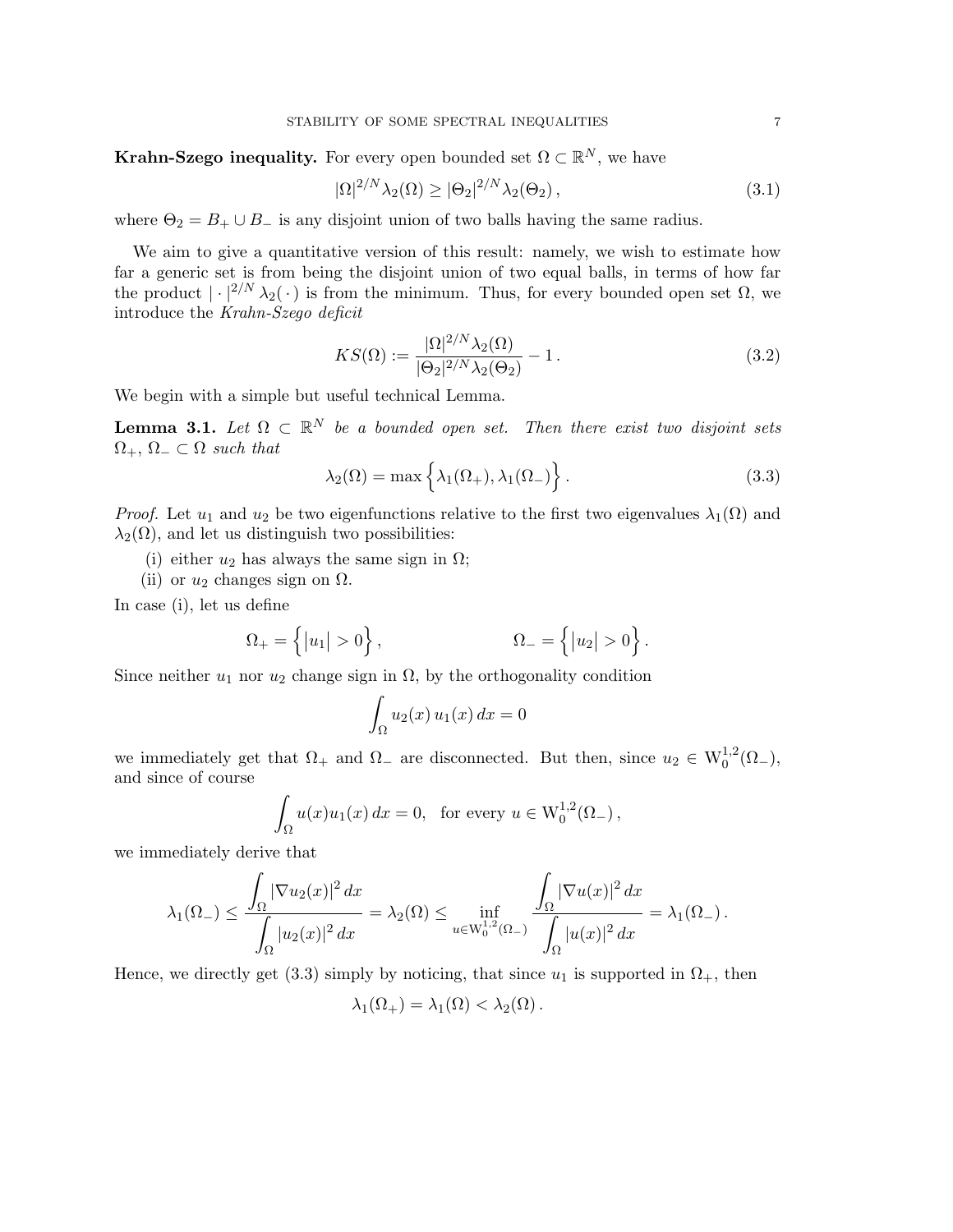**Krahn-Szego inequality.** For every open bounded set $\Omega \subset \mathbb{R}^N$, we have

$$|\Omega|^{2/N} \lambda_2(\Omega) \geq |\Theta_2|^{2/N} \lambda_2(\Theta_2)\,, \tag{3.1}$$

where $\Theta_2 = B_+ \cup B_-$ is any disjoint union of two balls having the same radius.

We aim to give a quantitative version of this result: namely, we wish to estimate how far a generic set is from being the disjoint union of two equal balls, in terms of how far the product $|\cdot|^{2/N} \lambda_2(\,\cdot\,)$ is from the minimum. Thus, for every bounded open set $\Omega$, we introduce the *Krahn-Szego deficit*

$$KS(\Omega) := \frac{|\Omega|^{2/N} \lambda_2(\Omega)}{|\Theta_2|^{2/N} \lambda_2(\Theta_2)} - 1\,. \tag{3.2}$$

We begin with a simple but useful technical Lemma.

**Lemma 3.1.** *Let $\Omega \subset \mathbb{R}^N$ be a bounded open set. Then there exist two disjoint sets $\Omega_+$, $\Omega_- \subset \Omega$ such that*

$$\lambda_2(\Omega) = \max\Big\{\lambda_1(\Omega_+), \lambda_1(\Omega_-)\Big\}\,. \tag{3.3}$$

*Proof.* Let $u_1$ and $u_2$ be two eigenfunctions relative to the first two eigenvalues $\lambda_1(\Omega)$ and $\lambda_2(\Omega)$, and let us distinguish two possibilities:

(i) either $u_2$ has always the same sign in $\Omega$;

(ii) or $u_2$ changes sign on $\Omega$.

In case (i), let us define

$$\Omega_+ = \Big\{|u_1| > 0\Big\}\,, \qquad\qquad \Omega_- = \Big\{|u_2| > 0\Big\}\,.$$

Since neither $u_1$ nor $u_2$ change sign in $\Omega$, by the orthogonality condition

$$\int_\Omega u_2(x)\, u_1(x)\, dx = 0$$

we immediately get that $\Omega_+$ and $\Omega_-$ are disconnected. But then, since $u_2 \in \mathrm{W}_0^{1,2}(\Omega_-)$, and since of course

$$\int_\Omega u(x) u_1(x)\, dx = 0, \quad \text{for every } u \in \mathrm{W}_0^{1,2}(\Omega_-)\,,$$

we immediately derive that

$$\lambda_1(\Omega_-) \leq \frac{\displaystyle\int_\Omega |\nabla u_2(x)|^2\, dx}{\displaystyle\int_\Omega |u_2(x)|^2\, dx} = \lambda_2(\Omega) \leq \inf_{u \in \mathrm{W}_0^{1,2}(\Omega_-)} \frac{\displaystyle\int_\Omega |\nabla u(x)|^2\, dx}{\displaystyle\int_\Omega |u(x)|^2\, dx} = \lambda_1(\Omega_-)\,.$$

Hence, we directly get (3.3) simply by noticing, that since $u_1$ is supported in $\Omega_+$, then

$$\lambda_1(\Omega_+) = \lambda_1(\Omega) < \lambda_2(\Omega)\,.$$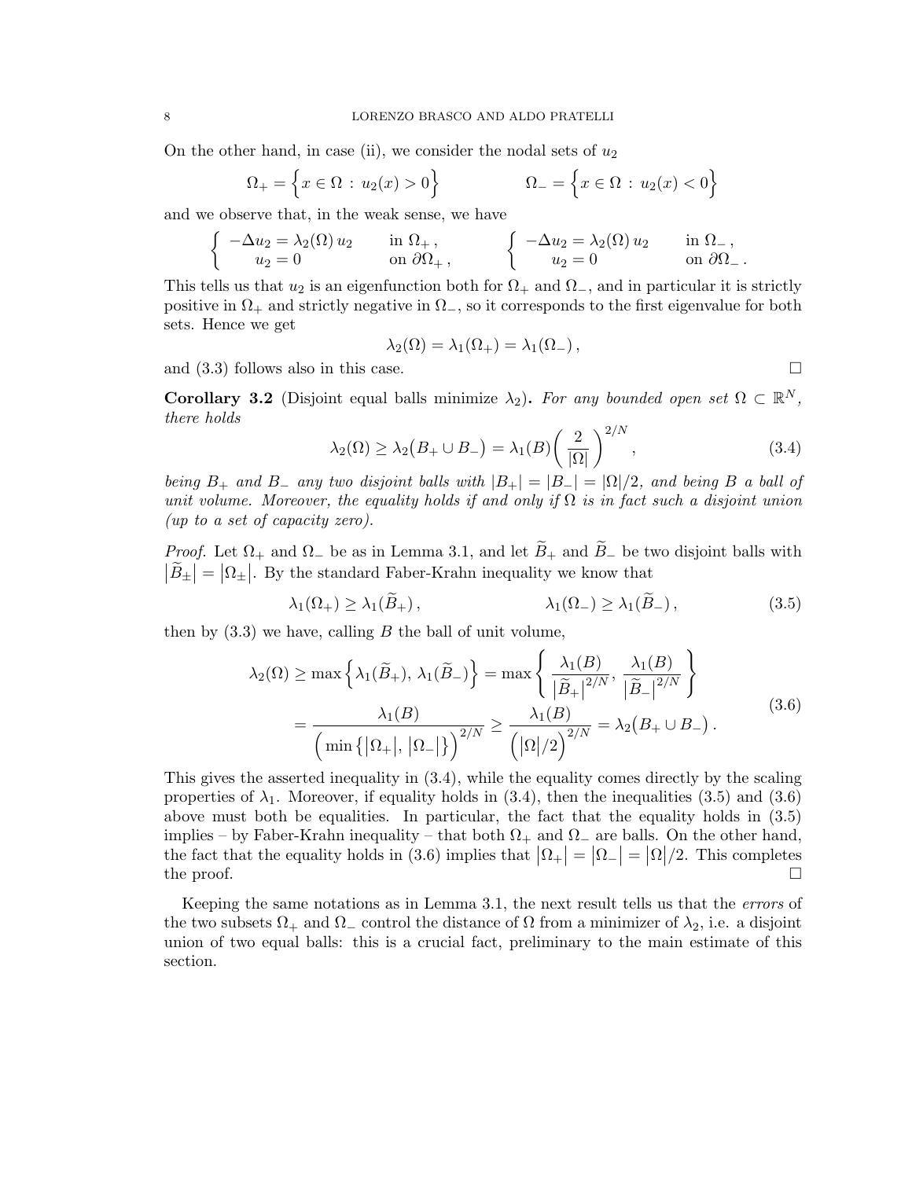On the other hand, in case (ii), we consider the nodal sets of $u_2$

$$
\Omega_+ = \Big\{ x \in \Omega \,:\, u_2(x) > 0 \Big\} \qquad\qquad \Omega_- = \Big\{ x \in \Omega \,:\, u_2(x) < 0 \Big\}
$$

and we observe that, in the weak sense, we have

$$
\left\{ \begin{array}{ll} -\Delta u_2 = \lambda_2(\Omega)\, u_2 & \text{in } \Omega_+ \,, \\ \quad u_2 = 0 & \text{on } \partial\Omega_+ \,, \end{array} \right. \qquad \left\{ \begin{array}{ll} -\Delta u_2 = \lambda_2(\Omega)\, u_2 & \text{in } \Omega_- \,, \\ \quad u_2 = 0 & \text{on } \partial\Omega_- \,. \end{array} \right.
$$

This tells us that $u_2$ is an eigenfunction both for $\Omega_+$ and $\Omega_-$, and in particular it is strictly positive in $\Omega_+$ and strictly negative in $\Omega_-$, so it corresponds to the first eigenvalue for both sets. Hence we get

$$
\lambda_2(\Omega) = \lambda_1(\Omega_+) = \lambda_1(\Omega_-)\,,
$$

and (3.3) follows also in this case. $\square$

**Corollary 3.2** (Disjoint equal balls minimize $\lambda_2$)**.** *For any bounded open set $\Omega \subset \mathbb{R}^N$, there holds*

$$
\lambda_2(\Omega) \geq \lambda_2\big(B_+ \cup B_-\big) = \lambda_1(B) \left( \frac{2}{|\Omega|} \right)^{2/N}, \tag{3.4}
$$

*being $B_+$ and $B_-$ any two disjoint balls with $|B_+| = |B_-| = |\Omega|/2$, and being $B$ a ball of unit volume. Moreover, the equality holds if and only if $\Omega$ is in fact such a disjoint union (up to a set of capacity zero).*

*Proof.* Let $\Omega_+$ and $\Omega_-$ be as in Lemma 3.1, and let $\widetilde{B}_+$ and $\widetilde{B}_-$ be two disjoint balls with $\big|\widetilde{B}_\pm\big| = \big|\Omega_\pm\big|$. By the standard Faber-Krahn inequality we know that

$$
\lambda_1(\Omega_+) \geq \lambda_1(\widetilde{B}_+)\,, \qquad\qquad \lambda_1(\Omega_-) \geq \lambda_1(\widetilde{B}_-)\,, \tag{3.5}
$$

then by (3.3) we have, calling $B$ the ball of unit volume,

$$
\begin{split}
\lambda_2(\Omega) &\geq \max\Big\{ \lambda_1(\widetilde{B}_+),\, \lambda_1(\widetilde{B}_-) \Big\} = \max\left\{ \frac{\lambda_1(B)}{\big|\widetilde{B}_+\big|^{2/N}},\, \frac{\lambda_1(B)}{\big|\widetilde{B}_-\big|^{2/N}} \right\} \\
&= \frac{\lambda_1(B)}{\Big( \min\big\{ \big|\Omega_+\big|,\, \big|\Omega_-\big| \big\} \Big)^{2/N}} \geq \frac{\lambda_1(B)}{\Big( \big|\Omega\big|/2 \Big)^{2/N}} = \lambda_2\big(B_+ \cup B_-\big)\,.
\end{split} \tag{3.6}
$$

This gives the asserted inequality in (3.4), while the equality comes directly by the scaling properties of $\lambda_1$. Moreover, if equality holds in (3.4), then the inequalities (3.5) and (3.6) above must both be equalities. In particular, the fact that the equality holds in (3.5) implies – by Faber-Krahn inequality – that both $\Omega_+$ and $\Omega_-$ are balls. On the other hand, the fact that the equality holds in (3.6) implies that $\big|\Omega_+\big| = \big|\Omega_-\big| = \big|\Omega\big|/2$. This completes the proof. $\square$

Keeping the same notations as in Lemma 3.1, the next result tells us that the *errors* of the two subsets $\Omega_+$ and $\Omega_-$ control the distance of $\Omega$ from a minimizer of $\lambda_2$, i.e. a disjoint union of two equal balls: this is a crucial fact, preliminary to the main estimate of this section.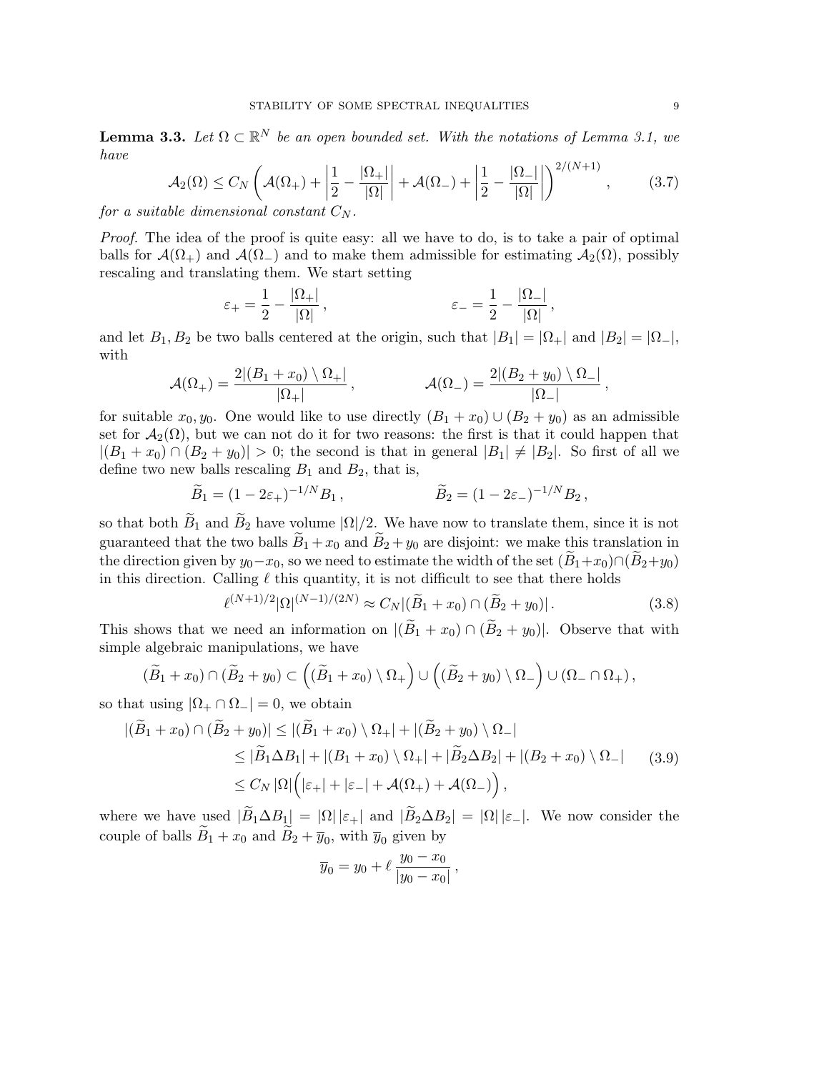**Lemma 3.3.** *Let $\Omega \subset \mathbb{R}^N$ be an open bounded set. With the notations of Lemma 3.1, we have*

$$\mathcal{A}_2(\Omega) \leq C_N \left( \mathcal{A}(\Omega_+) + \left| \frac{1}{2} - \frac{|\Omega_+|}{|\Omega|} \right| + \mathcal{A}(\Omega_-) + \left| \frac{1}{2} - \frac{|\Omega_-|}{|\Omega|} \right| \right)^{2/(N+1)}, \tag{3.7}$$

*for a suitable dimensional constant $C_N$.*

*Proof.* The idea of the proof is quite easy: all we have to do, is to take a pair of optimal balls for $\mathcal{A}(\Omega_+)$ and $\mathcal{A}(\Omega_-)$ and to make them admissible for estimating $\mathcal{A}_2(\Omega)$, possibly rescaling and translating them. We start setting

$$\varepsilon_+ = \frac{1}{2} - \frac{|\Omega_+|}{|\Omega|}, \qquad \varepsilon_- = \frac{1}{2} - \frac{|\Omega_-|}{|\Omega|},$$

and let $B_1, B_2$ be two balls centered at the origin, such that $|B_1| = |\Omega_+|$ and $|B_2| = |\Omega_-|$, with

$$\mathcal{A}(\Omega_+) = \frac{2|(B_1 + x_0) \setminus \Omega_+|}{|\Omega_+|}, \qquad \mathcal{A}(\Omega_-) = \frac{2|(B_2 + y_0) \setminus \Omega_-|}{|\Omega_-|},$$

for suitable $x_0, y_0$. One would like to use directly $(B_1 + x_0) \cup (B_2 + y_0)$ as an admissible set for $\mathcal{A}_2(\Omega)$, but we can not do it for two reasons: the first is that it could happen that $|(B_1 + x_0) \cap (B_2 + y_0)| > 0$; the second is that in general $|B_1| \neq |B_2|$. So first of all we define two new balls rescaling $B_1$ and $B_2$, that is,

$$\widetilde{B}_1 = (1 - 2\varepsilon_+)^{-1/N} B_1, \qquad \widetilde{B}_2 = (1 - 2\varepsilon_-)^{-1/N} B_2,$$

so that both $\widetilde{B}_1$ and $\widetilde{B}_2$ have volume $|\Omega|/2$. We have now to translate them, since it is not guaranteed that the two balls $\widetilde{B}_1 + x_0$ and $\widetilde{B}_2 + y_0$ are disjoint: we make this translation in the direction given by $y_0 - x_0$, so we need to estimate the width of the set $(\widetilde{B}_1 + x_0) \cap (\widetilde{B}_2 + y_0)$ in this direction. Calling $\ell$ this quantity, it is not difficult to see that there holds

$$\ell^{(N+1)/2} |\Omega|^{(N-1)/(2N)} \approx C_N |(\widetilde{B}_1 + x_0) \cap (\widetilde{B}_2 + y_0)|. \tag{3.8}$$

This shows that we need an information on $|(\widetilde{B}_1 + x_0) \cap (\widetilde{B}_2 + y_0)|$. Observe that with simple algebraic manipulations, we have

$$(\widetilde{B}_1 + x_0) \cap (\widetilde{B}_2 + y_0) \subset \Big( (\widetilde{B}_1 + x_0) \setminus \Omega_+ \Big) \cup \Big( (\widetilde{B}_2 + y_0) \setminus \Omega_- \Big) \cup (\Omega_- \cap \Omega_+),$$

so that using $|\Omega_+ \cap \Omega_-| = 0$, we obtain

$$\begin{aligned}
|(\widetilde{B}_1 + x_0) \cap (\widetilde{B}_2 + y_0)| &\leq |(\widetilde{B}_1 + x_0) \setminus \Omega_+| + |(\widetilde{B}_2 + y_0) \setminus \Omega_-| \\
&\leq |\widetilde{B}_1 \Delta B_1| + |(B_1 + x_0) \setminus \Omega_+| + |\widetilde{B}_2 \Delta B_2| + |(B_2 + x_0) \setminus \Omega_-| \\
&\leq C_N \, |\Omega| \Big( |\varepsilon_+| + |\varepsilon_-| + \mathcal{A}(\Omega_+) + \mathcal{A}(\Omega_-) \Big),
\end{aligned} \tag{3.9}$$

where we have used $|\widetilde{B}_1 \Delta B_1| = |\Omega| \, |\varepsilon_+|$ and $|\widetilde{B}_2 \Delta B_2| = |\Omega| \, |\varepsilon_-|$. We now consider the couple of balls $\widetilde{B}_1 + x_0$ and $\widetilde{B}_2 + \overline{y}_0$, with $\overline{y}_0$ given by

$$\overline{y}_0 = y_0 + \ell \, \frac{y_0 - x_0}{|y_0 - x_0|},$$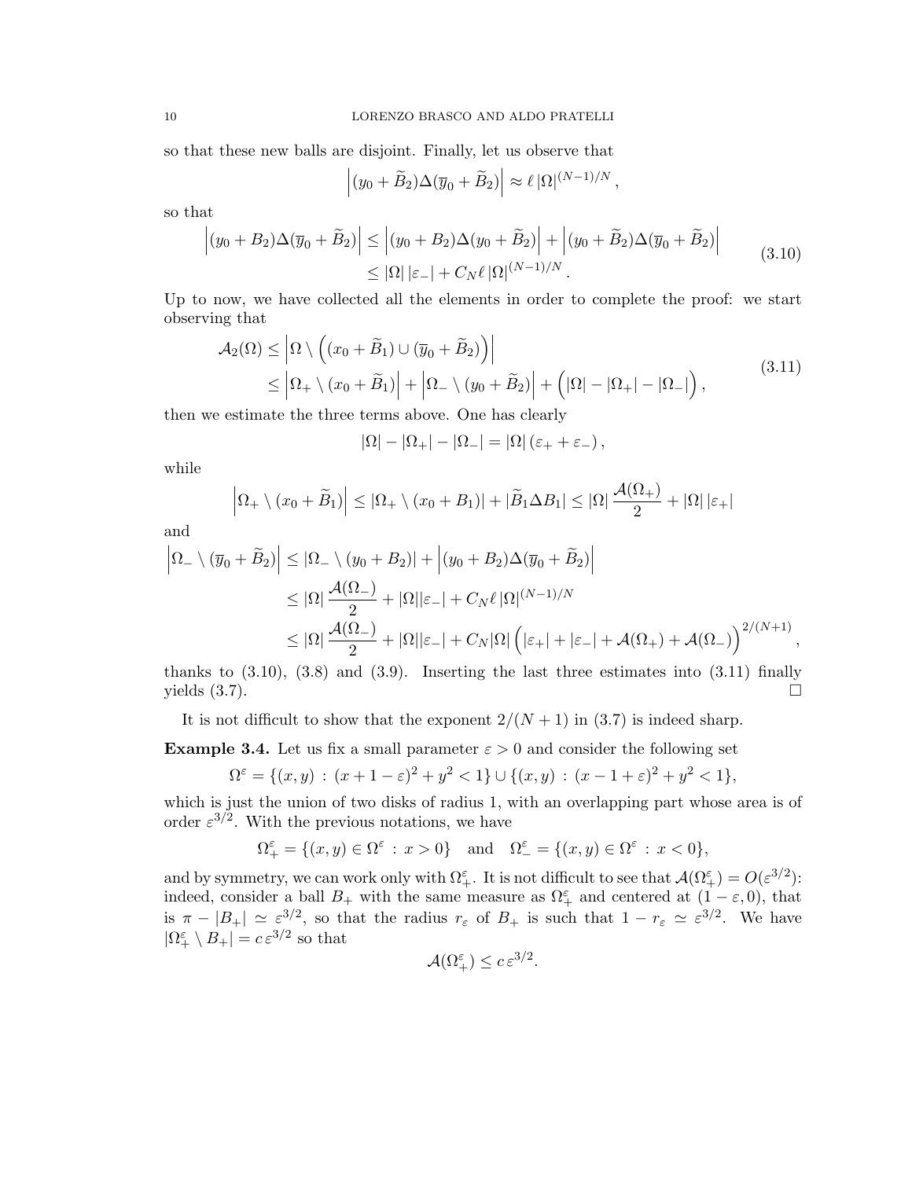so that these new balls are disjoint. Finally, let us observe that

$$\Big|(y_0+\widetilde{B}_2)\Delta(\overline{y}_0+\widetilde{B}_2)\Big| \approx \ell\,|\Omega|^{(N-1)/N}\,,$$

so that

$$\begin{aligned}\Big|(y_0+B_2)\Delta(\overline{y}_0+\widetilde{B}_2)\Big| &\le \Big|(y_0+B_2)\Delta(y_0+\widetilde{B}_2)\Big| + \Big|(y_0+\widetilde{B}_2)\Delta(\overline{y}_0+\widetilde{B}_2)\Big| \\ &\le |\Omega|\,|\varepsilon_-| + C_N\ell\,|\Omega|^{(N-1)/N}\,.\end{aligned} \tag{3.10}$$

Up to now, we have collected all the elements in order to complete the proof: we start observing that

$$\begin{aligned}\mathcal{A}_2(\Omega) &\le \Big|\Omega\setminus\Big((x_0+\widetilde{B}_1)\cup(\overline{y}_0+\widetilde{B}_2)\Big)\Big| \\ &\le \Big|\Omega_+\setminus(x_0+\widetilde{B}_1)\Big| + \Big|\Omega_-\setminus(y_0+\widetilde{B}_2)\Big| + \Big(|\Omega|-|\Omega_+|-|\Omega_-|\Big)\,,\end{aligned} \tag{3.11}$$

then we estimate the three terms above. One has clearly

$$|\Omega|-|\Omega_+|-|\Omega_-| = |\Omega|\,(\varepsilon_+ + \varepsilon_-)\,,$$

while

$$\Big|\Omega_+\setminus(x_0+\widetilde{B}_1)\Big| \le |\Omega_+\setminus(x_0+B_1)| + |\widetilde{B}_1\Delta B_1| \le |\Omega|\,\frac{\mathcal{A}(\Omega_+)}{2} + |\Omega|\,|\varepsilon_+|$$

and

$$\begin{aligned}\Big|\Omega_-\setminus(\overline{y}_0+\widetilde{B}_2)\Big| &\le |\Omega_-\setminus(y_0+B_2)| + \Big|(y_0+B_2)\Delta(\overline{y}_0+\widetilde{B}_2)\Big| \\ &\le |\Omega|\,\frac{\mathcal{A}(\Omega_-)}{2} + |\Omega||\varepsilon_-| + C_N\ell\,|\Omega|^{(N-1)/N} \\ &\le |\Omega|\,\frac{\mathcal{A}(\Omega_-)}{2} + |\Omega||\varepsilon_-| + C_N|\Omega|\,\Big(|\varepsilon_+|+|\varepsilon_-|+\mathcal{A}(\Omega_+)+\mathcal{A}(\Omega_-)\Big)^{2/(N+1)}\,,\end{aligned}$$

thanks to (3.10), (3.8) and (3.9). Inserting the last three estimates into (3.11) finally yields (3.7). $\square$

It is not difficult to show that the exponent $2/(N+1)$ in (3.7) is indeed sharp.

**Example 3.4.** Let us fix a small parameter $\varepsilon > 0$ and consider the following set

$$\Omega^\varepsilon = \{(x,y)\,:\,(x+1-\varepsilon)^2+y^2<1\}\cup\{(x,y)\,:\,(x-1+\varepsilon)^2+y^2<1\},$$

which is just the union of two disks of radius 1, with an overlapping part whose area is of order $\varepsilon^{3/2}$. With the previous notations, we have

$$\Omega^\varepsilon_+ = \{(x,y)\in\Omega^\varepsilon\,:\,x>0\}\quad\text{and}\quad \Omega^\varepsilon_- = \{(x,y)\in\Omega^\varepsilon\,:\,x<0\},$$

and by symmetry, we can work only with $\Omega^\varepsilon_+$. It is not difficult to see that $\mathcal{A}(\Omega^\varepsilon_+) = O(\varepsilon^{3/2})$: indeed, consider a ball $B_+$ with the same measure as $\Omega^\varepsilon_+$ and centered at $(1-\varepsilon,0)$, that is $\pi - |B_+| \simeq \varepsilon^{3/2}$, so that the radius $r_\varepsilon$ of $B_+$ is such that $1-r_\varepsilon \simeq \varepsilon^{3/2}$. We have $|\Omega^\varepsilon_+\setminus B_+| = c\,\varepsilon^{3/2}$ so that

$$\mathcal{A}(\Omega^\varepsilon_+) \le c\,\varepsilon^{3/2}.$$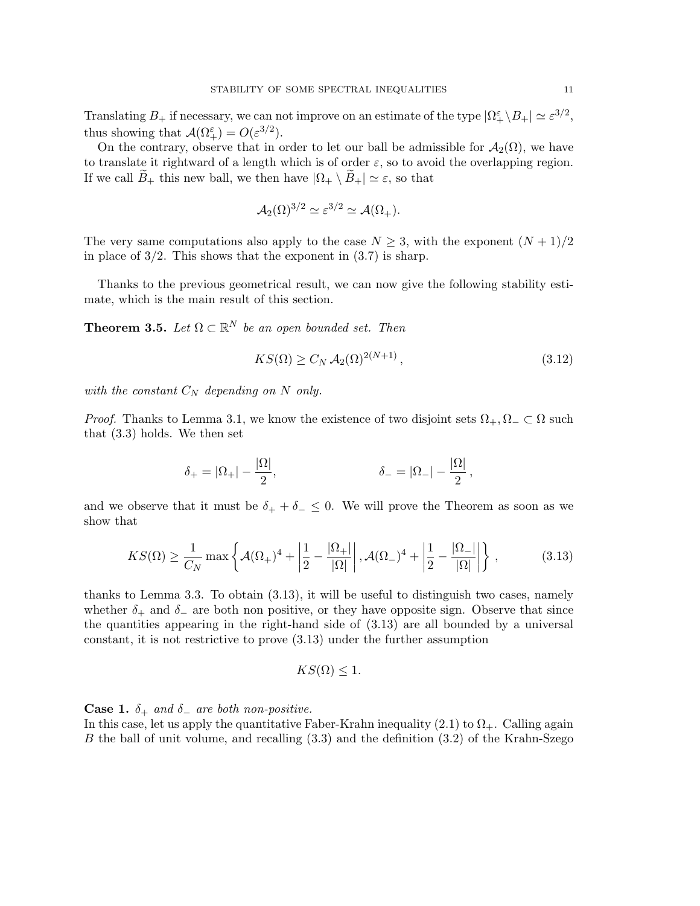Translating $B_+$ if necessary, we can not improve on an estimate of the type $|\Omega_+^\varepsilon \setminus B_+| \simeq \varepsilon^{3/2}$, thus showing that $\mathcal{A}(\Omega_+^\varepsilon) = O(\varepsilon^{3/2})$.

On the contrary, observe that in order to let our ball be admissible for $\mathcal{A}_2(\Omega)$, we have to translate it rightward of a length which is of order $\varepsilon$, so to avoid the overlapping region. If we call $\widetilde{B}_+$ this new ball, we then have $|\Omega_+ \setminus \widetilde{B}_+| \simeq \varepsilon$, so that

$$\mathcal{A}_2(\Omega)^{3/2} \simeq \varepsilon^{3/2} \simeq \mathcal{A}(\Omega_+).$$

The very same computations also apply to the case $N \geq 3$, with the exponent $(N+1)/2$ in place of $3/2$. This shows that the exponent in (3.7) is sharp.

Thanks to the previous geometrical result, we can now give the following stability estimate, which is the main result of this section.

**Theorem 3.5.** *Let $\Omega \subset \mathbb{R}^N$ be an open bounded set. Then*

$$KS(\Omega) \geq C_N \, \mathcal{A}_2(\Omega)^{2(N+1)}, \tag{3.12}$$

*with the constant $C_N$ depending on $N$ only.*

*Proof.* Thanks to Lemma 3.1, we know the existence of two disjoint sets $\Omega_+, \Omega_- \subset \Omega$ such that (3.3) holds. We then set

$$\delta_+ = |\Omega_+| - \frac{|\Omega|}{2}, \qquad\qquad \delta_- = |\Omega_-| - \frac{|\Omega|}{2}\,,$$

and we observe that it must be $\delta_+ + \delta_- \leq 0$. We will prove the Theorem as soon as we show that

$$KS(\Omega) \geq \frac{1}{C_N} \max\left\{ \mathcal{A}(\Omega_+)^4 + \left| \frac{1}{2} - \frac{|\Omega_+|}{|\Omega|} \right|, \mathcal{A}(\Omega_-)^4 + \left| \frac{1}{2} - \frac{|\Omega_-|}{|\Omega|} \right| \right\}, \tag{3.13}$$

thanks to Lemma 3.3. To obtain (3.13), it will be useful to distinguish two cases, namely whether $\delta_+$ and $\delta_-$ are both non positive, or they have opposite sign. Observe that since the quantities appearing in the right-hand side of (3.13) are all bounded by a universal constant, it is not restrictive to prove (3.13) under the further assumption

$$KS(\Omega) \leq 1.$$

**Case 1.** *$\delta_+$ and $\delta_-$ are both non-positive.*
In this case, let us apply the quantitative Faber-Krahn inequality (2.1) to $\Omega_+$. Calling again $B$ the ball of unit volume, and recalling (3.3) and the definition (3.2) of the Krahn-Szego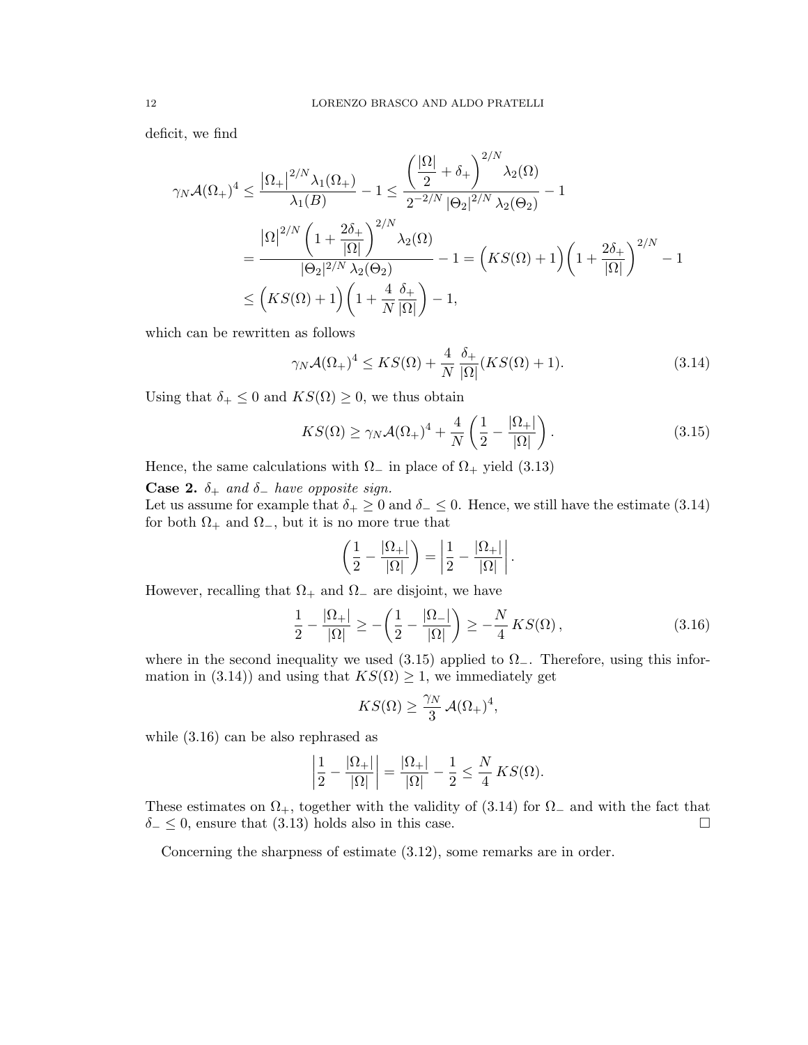deficit, we find

$$
\begin{aligned}
\gamma_N \mathcal{A}(\Omega_+)^4 &\le \frac{\left|\Omega_+\right|^{2/N} \lambda_1(\Omega_+)}{\lambda_1(B)} - 1 \le \frac{\left(\dfrac{|\Omega|}{2} + \delta_+\right)^{2/N} \lambda_2(\Omega)}{2^{-2/N}\, |\Theta_2|^{2/N}\, \lambda_2(\Theta_2)} - 1 \\
&= \frac{\left|\Omega\right|^{2/N} \left(1 + \dfrac{2\delta_+}{|\Omega|}\right)^{2/N} \lambda_2(\Omega)}{|\Theta_2|^{2/N}\, \lambda_2(\Theta_2)} - 1 = \Big(KS(\Omega) + 1\Big)\left(1 + \frac{2\delta_+}{|\Omega|}\right)^{2/N} - 1 \\
&\le \Big(KS(\Omega) + 1\Big)\left(1 + \frac{4}{N}\,\frac{\delta_+}{|\Omega|}\right) - 1,
\end{aligned}
$$

which can be rewritten as follows

$$
\gamma_N \mathcal{A}(\Omega_+)^4 \le KS(\Omega) + \frac{4}{N}\,\frac{\delta_+}{|\Omega|}(KS(\Omega) + 1). \tag{3.14}
$$

Using that $\delta_+ \le 0$ and $KS(\Omega) \ge 0$, we thus obtain

$$
KS(\Omega) \ge \gamma_N \mathcal{A}(\Omega_+)^4 + \frac{4}{N}\left(\frac{1}{2} - \frac{|\Omega_+|}{|\Omega|}\right). \tag{3.15}
$$

Hence, the same calculations with $\Omega_-$ in place of $\Omega_+$ yield (3.13)

**Case 2.** *$\delta_+$ and $\delta_-$ have opposite sign.*
Let us assume for example that $\delta_+ \ge 0$ and $\delta_- \le 0$. Hence, we still have the estimate (3.14) for both $\Omega_+$ and $\Omega_-$, but it is no more true that

$$
\left(\frac{1}{2} - \frac{|\Omega_+|}{|\Omega|}\right) = \left|\frac{1}{2} - \frac{|\Omega_+|}{|\Omega|}\right|.
$$

However, recalling that $\Omega_+$ and $\Omega_-$ are disjoint, we have

$$
\frac{1}{2} - \frac{|\Omega_+|}{|\Omega|} \ge -\left(\frac{1}{2} - \frac{|\Omega_-|}{|\Omega|}\right) \ge -\frac{N}{4}\, KS(\Omega)\,, \tag{3.16}
$$

where in the second inequality we used (3.15) applied to $\Omega_-$. Therefore, using this information in (3.14)) and using that $KS(\Omega) \ge 1$, we immediately get

$$
KS(\Omega) \ge \frac{\gamma_N}{3}\, \mathcal{A}(\Omega_+)^4,
$$

while (3.16) can be also rephrased as

$$
\left|\frac{1}{2} - \frac{|\Omega_+|}{|\Omega|}\right| = \frac{|\Omega_+|}{|\Omega|} - \frac{1}{2} \le \frac{N}{4}\, KS(\Omega).
$$

These estimates on $\Omega_+$, together with the validity of (3.14) for $\Omega_-$ and with the fact that $\delta_- \le 0$, ensure that (3.13) holds also in this case. $\square$

Concerning the sharpness of estimate (3.12), some remarks are in order.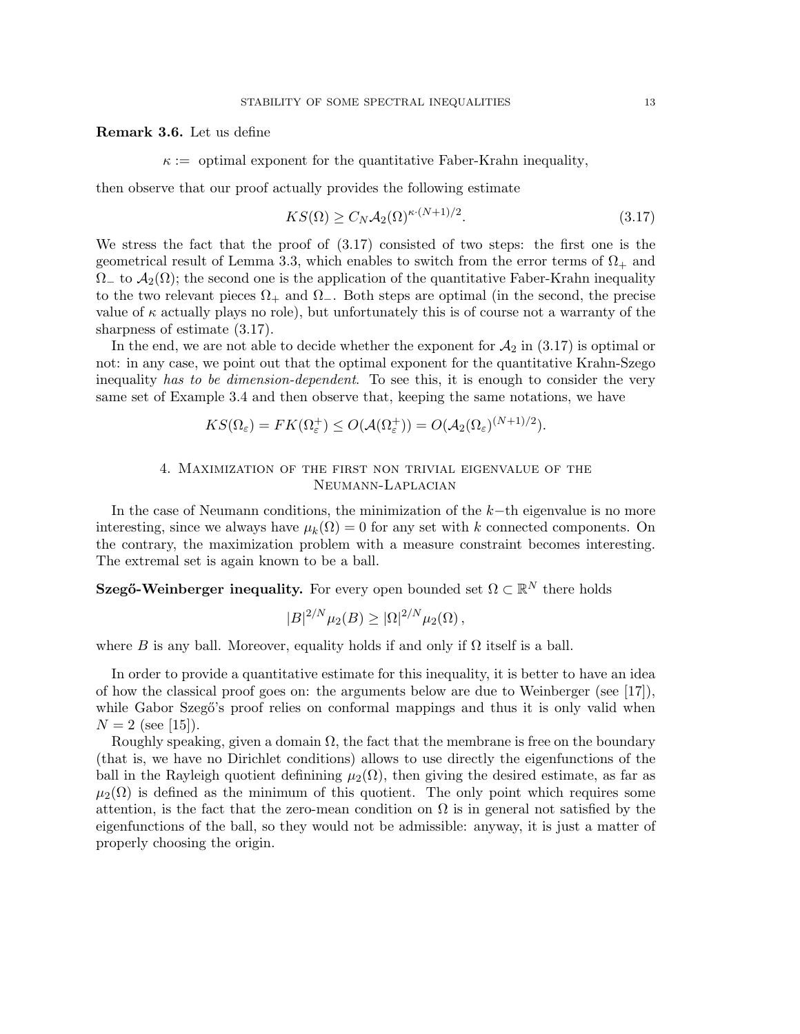**Remark 3.6.** Let us define

$$\kappa := \text{ optimal exponent for the quantitative Faber-Krahn inequality,}$$

then observe that our proof actually provides the following estimate

$$KS(\Omega) \geq C_N \mathcal{A}_2(\Omega)^{\kappa \cdot (N+1)/2}. \tag{3.17}$$

We stress the fact that the proof of (3.17) consisted of two steps: the first one is the geometrical result of Lemma 3.3, which enables to switch from the error terms of $\Omega_+$ and $\Omega_-$ to $\mathcal{A}_2(\Omega)$; the second one is the application of the quantitative Faber-Krahn inequality to the two relevant pieces $\Omega_+$ and $\Omega_-$. Both steps are optimal (in the second, the precise value of $\kappa$ actually plays no role), but unfortunately this is of course not a warranty of the sharpness of estimate (3.17).

In the end, we are not able to decide whether the exponent for $\mathcal{A}_2$ in (3.17) is optimal or not: in any case, we point out that the optimal exponent for the quantitative Krahn-Szego inequality *has to be dimension-dependent*. To see this, it is enough to consider the very same set of Example 3.4 and then observe that, keeping the same notations, we have

$$KS(\Omega_\varepsilon) = FK(\Omega_\varepsilon^+) \leq O(\mathcal{A}(\Omega_\varepsilon^+)) = O(\mathcal{A}_2(\Omega_\varepsilon)^{(N+1)/2}).$$

## 4. Maximization of the first non trivial eigenvalue of the Neumann-Laplacian

In the case of Neumann conditions, the minimization of the $k-$th eigenvalue is no more interesting, since we always have $\mu_k(\Omega) = 0$ for any set with $k$ connected components. On the contrary, the maximization problem with a measure constraint becomes interesting. The extremal set is again known to be a ball.

**Szegő-Weinberger inequality.** For every open bounded set $\Omega \subset \mathbb{R}^N$ there holds

$$|B|^{2/N} \mu_2(B) \geq |\Omega|^{2/N} \mu_2(\Omega)\,,$$

where $B$ is any ball. Moreover, equality holds if and only if $\Omega$ itself is a ball.

In order to provide a quantitative estimate for this inequality, it is better to have an idea of how the classical proof goes on: the arguments below are due to Weinberger (see [17]), while Gabor Szegő's proof relies on conformal mappings and thus it is only valid when $N = 2$ (see [15]).

Roughly speaking, given a domain $\Omega$, the fact that the membrane is free on the boundary (that is, we have no Dirichlet conditions) allows to use directly the eigenfunctions of the ball in the Rayleigh quotient definining $\mu_2(\Omega)$, then giving the desired estimate, as far as $\mu_2(\Omega)$ is defined as the minimum of this quotient. The only point which requires some attention, is the fact that the zero-mean condition on $\Omega$ is in general not satisfied by the eigenfunctions of the ball, so they would not be admissible: anyway, it is just a matter of properly choosing the origin.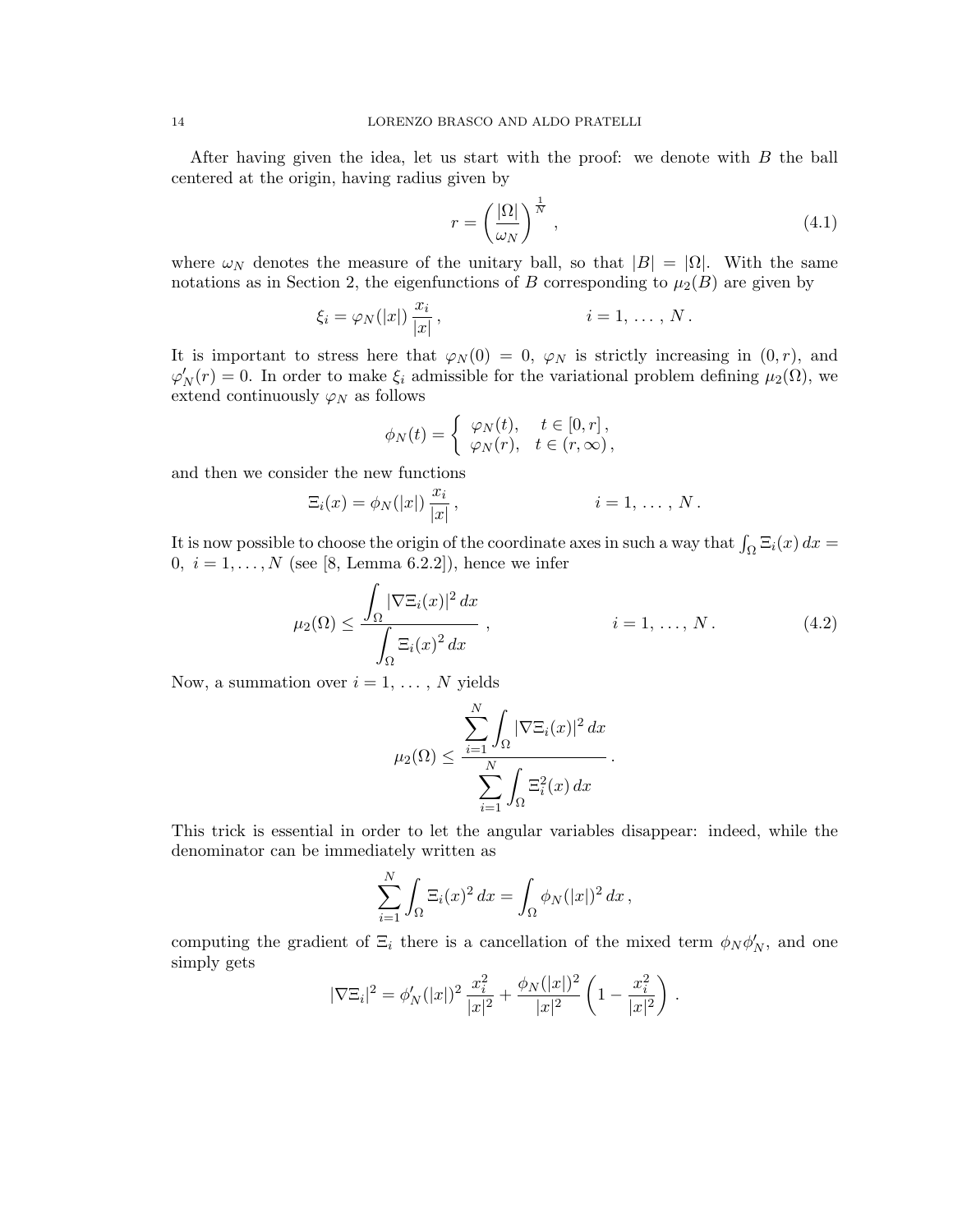After having given the idea, let us start with the proof: we denote with $B$ the ball centered at the origin, having radius given by

$$r = \left(\frac{|\Omega|}{\omega_N}\right)^{\frac{1}{N}}, \tag{4.1}$$

where $\omega_N$ denotes the measure of the unitary ball, so that $|B| = |\Omega|$. With the same notations as in Section 2, the eigenfunctions of $B$ corresponding to $\mu_2(B)$ are given by

$$\xi_i = \varphi_N(|x|)\,\frac{x_i}{|x|}\,, \qquad\qquad i = 1, \ldots, N\,.$$

It is important to stress here that $\varphi_N(0) = 0$, $\varphi_N$ is strictly increasing in $(0, r)$, and $\varphi_N'(r) = 0$. In order to make $\xi_i$ admissible for the variational problem defining $\mu_2(\Omega)$, we extend continuously $\varphi_N$ as follows

$$\phi_N(t) = \begin{cases} \varphi_N(t), & t \in [0, r]\,, \\ \varphi_N(r), & t \in (r, \infty)\,, \end{cases}$$

and then we consider the new functions

$$\Xi_i(x) = \phi_N(|x|)\,\frac{x_i}{|x|}\,, \qquad\qquad i = 1, \ldots, N\,.$$

It is now possible to choose the origin of the coordinate axes in such a way that $\int_\Omega \Xi_i(x)\,dx = 0$, $i = 1, \ldots, N$ (see [8, Lemma 6.2.2]), hence we infer

$$\mu_2(\Omega) \le \frac{\displaystyle\int_\Omega |\nabla \Xi_i(x)|^2\,dx}{\displaystyle\int_\Omega \Xi_i(x)^2\,dx}\,, \qquad\qquad i = 1, \ldots, N\,. \tag{4.2}$$

Now, a summation over $i = 1, \ldots, N$ yields

$$\mu_2(\Omega) \le \frac{\displaystyle\sum_{i=1}^N \int_\Omega |\nabla \Xi_i(x)|^2\,dx}{\displaystyle\sum_{i=1}^N \int_\Omega \Xi_i^2(x)\,dx}\,.$$

This trick is essential in order to let the angular variables disappear: indeed, while the denominator can be immediately written as

$$\sum_{i=1}^N \int_\Omega \Xi_i(x)^2\,dx = \int_\Omega \phi_N(|x|)^2\,dx\,,$$

computing the gradient of $\Xi_i$ there is a cancellation of the mixed term $\phi_N \phi_N'$, and one simply gets

$$|\nabla \Xi_i|^2 = \phi_N'(|x|)^2\,\frac{x_i^2}{|x|^2} + \frac{\phi_N(|x|)^2}{|x|^2}\left(1 - \frac{x_i^2}{|x|^2}\right)\,.$$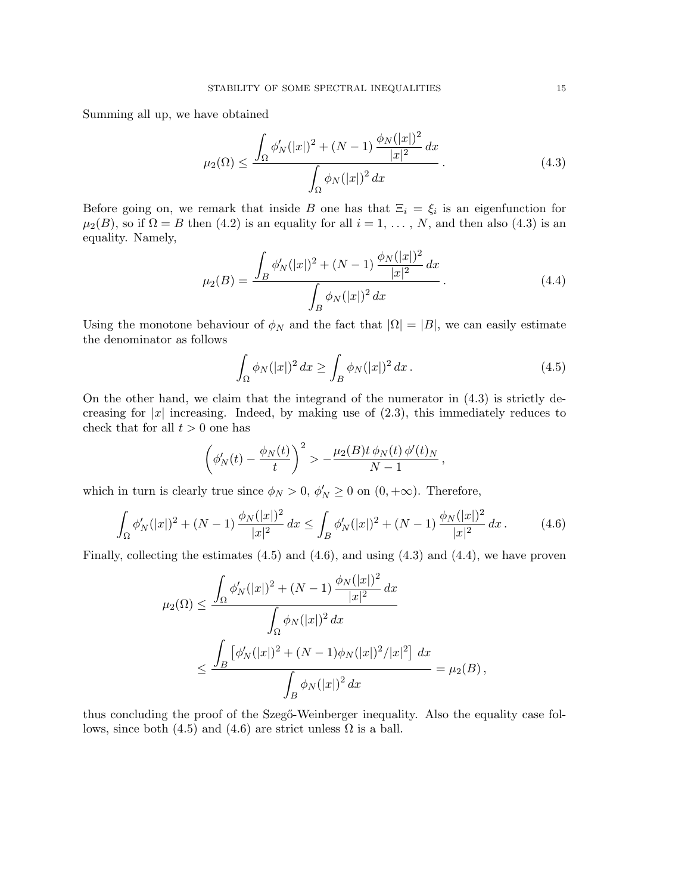Summing all up, we have obtained

$$
\mu_2(\Omega) \leq \frac{\displaystyle\int_\Omega \phi_N'(|x|)^2 + (N-1)\,\frac{\phi_N(|x|)^2}{|x|^2}\,dx}{\displaystyle\int_\Omega \phi_N(|x|)^2\,dx}\,. \tag{4.3}
$$

Before going on, we remark that inside $B$ one has that $\Xi_i = \xi_i$ is an eigenfunction for $\mu_2(B)$, so if $\Omega = B$ then (4.2) is an equality for all $i = 1, \ldots, N$, and then also (4.3) is an equality. Namely,

$$
\mu_2(B) = \frac{\displaystyle\int_B \phi_N'(|x|)^2 + (N-1)\,\frac{\phi_N(|x|)^2}{|x|^2}\,dx}{\displaystyle\int_B \phi_N(|x|)^2\,dx}\,. \tag{4.4}
$$

Using the monotone behaviour of $\phi_N$ and the fact that $|\Omega| = |B|$, we can easily estimate the denominator as follows

$$
\int_\Omega \phi_N(|x|)^2\,dx \geq \int_B \phi_N(|x|)^2\,dx\,. \tag{4.5}
$$

On the other hand, we claim that the integrand of the numerator in (4.3) is strictly decreasing for $|x|$ increasing. Indeed, by making use of (2.3), this immediately reduces to check that for all $t > 0$ one has

$$
\left(\phi_N'(t) - \frac{\phi_N(t)}{t}\right)^2 > -\frac{\mu_2(B) t\,\phi_N(t)\,\phi'(t)_N}{N-1}\,,
$$

which in turn is clearly true since $\phi_N > 0$, $\phi_N' \geq 0$ on $(0, +\infty)$. Therefore,

$$
\int_\Omega \phi_N'(|x|)^2 + (N-1)\,\frac{\phi_N(|x|)^2}{|x|^2}\,dx \leq \int_B \phi_N'(|x|)^2 + (N-1)\,\frac{\phi_N(|x|)^2}{|x|^2}\,dx\,. \tag{4.6}
$$

Finally, collecting the estimates (4.5) and (4.6), and using (4.3) and (4.4), we have proven

$$
\begin{aligned}
\mu_2(\Omega) &\leq \frac{\displaystyle\int_\Omega \phi_N'(|x|)^2 + (N-1)\,\frac{\phi_N(|x|)^2}{|x|^2}\,dx}{\displaystyle\int_\Omega \phi_N(|x|)^2\,dx} \\
&\leq \frac{\displaystyle\int_B \left[\phi_N'(|x|)^2 + (N-1)\phi_N(|x|)^2/|x|^2\right]\,dx}{\displaystyle\int_B \phi_N(|x|)^2\,dx} = \mu_2(B)\,,
\end{aligned}
$$

thus concluding the proof of the Szegő-Weinberger inequality. Also the equality case follows, since both (4.5) and (4.6) are strict unless $\Omega$ is a ball.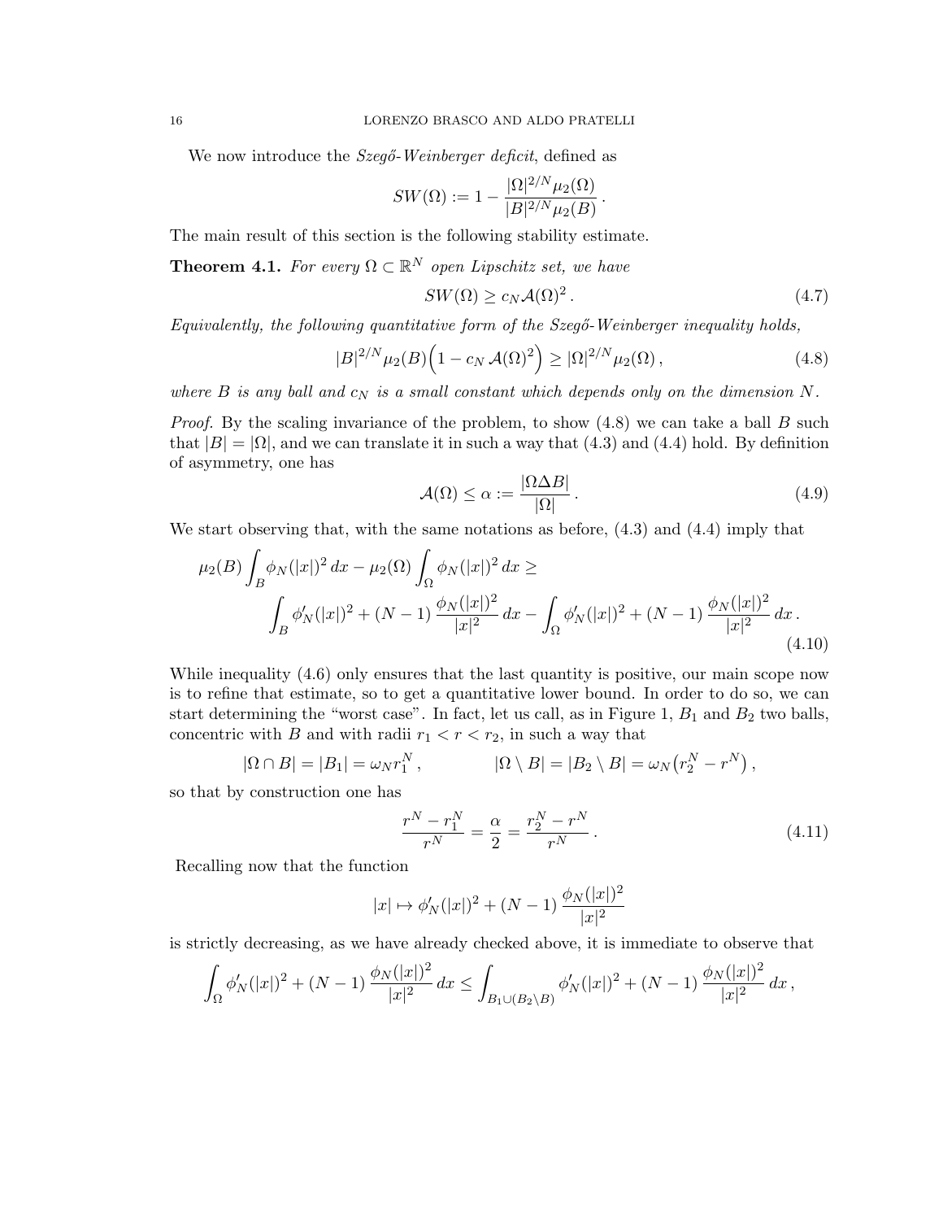We now introduce the *Szegő-Weinberger deficit*, defined as

$$SW(\Omega) := 1 - \frac{|\Omega|^{2/N}\mu_2(\Omega)}{|B|^{2/N}\mu_2(B)}\,.$$

The main result of this section is the following stability estimate.

**Theorem 4.1.** *For every $\Omega \subset \mathbb{R}^N$ open Lipschitz set, we have*

$$SW(\Omega) \geq c_N \mathcal{A}(\Omega)^2\,. \tag{4.7}$$

*Equivalently, the following quantitative form of the Szegő-Weinberger inequality holds,*

$$|B|^{2/N}\mu_2(B)\Big(1 - c_N\,\mathcal{A}(\Omega)^2\Big) \geq |\Omega|^{2/N}\mu_2(\Omega)\,, \tag{4.8}$$

*where $B$ is any ball and $c_N$ is a small constant which depends only on the dimension $N$.*

*Proof.* By the scaling invariance of the problem, to show (4.8) we can take a ball $B$ such that $|B| = |\Omega|$, and we can translate it in such a way that (4.3) and (4.4) hold. By definition of asymmetry, one has

$$\mathcal{A}(\Omega) \leq \alpha := \frac{|\Omega \Delta B|}{|\Omega|}\,. \tag{4.9}$$

We start observing that, with the same notations as before, (4.3) and (4.4) imply that

$$\begin{split}\mu_2(B)\int_B \phi_N(|x|)^2\,dx - \mu_2(\Omega)\int_\Omega \phi_N(|x|)^2\,dx \geq \\ \int_B \phi_N'(|x|)^2 + (N-1)\,\frac{\phi_N(|x|)^2}{|x|^2}\,dx - \int_\Omega \phi_N'(|x|)^2 + (N-1)\,\frac{\phi_N(|x|)^2}{|x|^2}\,dx\,.\end{split} \tag{4.10}$$

While inequality (4.6) only ensures that the last quantity is positive, our main scope now is to refine that estimate, so to get a quantitative lower bound. In order to do so, we can start determining the "worst case". In fact, let us call, as in Figure 1, $B_1$ and $B_2$ two balls, concentric with $B$ and with radii $r_1 < r < r_2$, in such a way that

$$|\Omega \cap B| = |B_1| = \omega_N r_1^N\,, \qquad\qquad |\Omega \setminus B| = |B_2 \setminus B| = \omega_N\big(r_2^N - r^N\big)\,,$$

so that by construction one has

$$\frac{r^N - r_1^N}{r^N} = \frac{\alpha}{2} = \frac{r_2^N - r^N}{r^N}\,. \tag{4.11}$$

Recalling now that the function

$$|x| \mapsto \phi_N'(|x|)^2 + (N-1)\,\frac{\phi_N(|x|)^2}{|x|^2}$$

is strictly decreasing, as we have already checked above, it is immediate to observe that

$$\int_\Omega \phi_N'(|x|)^2 + (N-1)\,\frac{\phi_N(|x|)^2}{|x|^2}\,dx \leq \int_{B_1\cup(B_2\setminus B)} \phi_N'(|x|)^2 + (N-1)\,\frac{\phi_N(|x|)^2}{|x|^2}\,dx\,,$$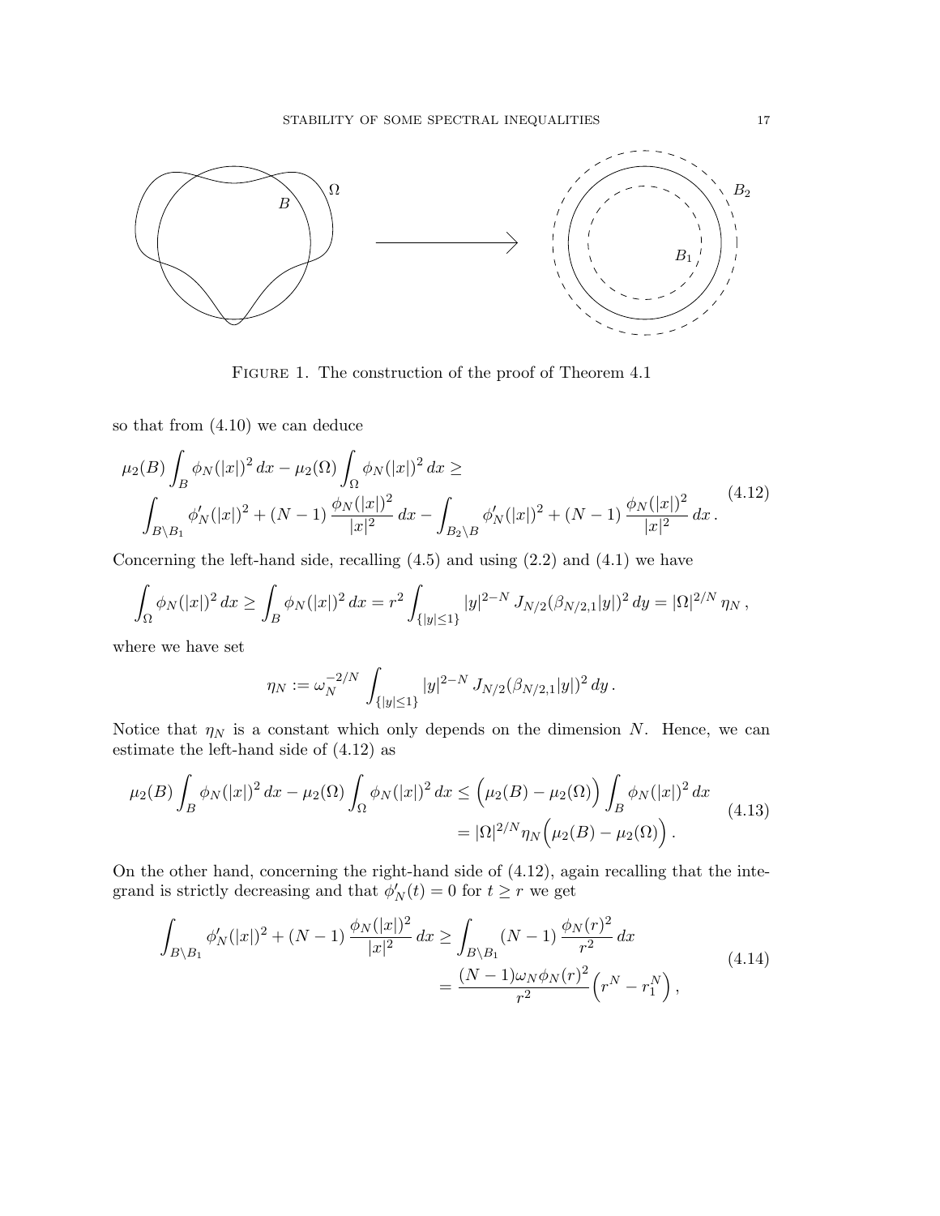Figure 1. The construction of the proof of Theorem 4.1

so that from (4.10) we can deduce

$$
\begin{aligned}
&\mu_2(B)\int_B \phi_N(|x|)^2\,dx - \mu_2(\Omega)\int_\Omega \phi_N(|x|)^2\,dx \geq \\
&\quad \int_{B\setminus B_1} \phi_N'(|x|)^2 + (N-1)\,\frac{\phi_N(|x|)^2}{|x|^2}\,dx - \int_{B_2\setminus B} \phi_N'(|x|)^2 + (N-1)\,\frac{\phi_N(|x|)^2}{|x|^2}\,dx\,.
\end{aligned}
\tag{4.12}
$$

Concerning the left-hand side, recalling (4.5) and using (2.2) and (4.1) we have

$$
\int_\Omega \phi_N(|x|)^2\,dx \geq \int_B \phi_N(|x|)^2\,dx = r^2 \int_{\{|y|\leq 1\}} |y|^{2-N}\,J_{N/2}(\beta_{N/2,1}|y|)^2\,dy = |\Omega|^{2/N}\,\eta_N\,,
$$

where we have set

$$
\eta_N := \omega_N^{-2/N} \int_{\{|y|\leq 1\}} |y|^{2-N}\,J_{N/2}(\beta_{N/2,1}|y|)^2\,dy\,.
$$

Notice that $\eta_N$ is a constant which only depends on the dimension $N$. Hence, we can estimate the left-hand side of (4.12) as

$$
\begin{aligned}
\mu_2(B)\int_B \phi_N(|x|)^2\,dx - \mu_2(\Omega)\int_\Omega \phi_N(|x|)^2\,dx &\leq \Big(\mu_2(B)-\mu_2(\Omega)\Big)\int_B \phi_N(|x|)^2\,dx \\
&= |\Omega|^{2/N}\eta_N\Big(\mu_2(B)-\mu_2(\Omega)\Big)\,.
\end{aligned}
\tag{4.13}
$$

On the other hand, concerning the right-hand side of (4.12), again recalling that the integrand is strictly decreasing and that $\phi_N'(t) = 0$ for $t \geq r$ we get

$$
\begin{aligned}
\int_{B\setminus B_1} \phi_N'(|x|)^2 + (N-1)\,\frac{\phi_N(|x|)^2}{|x|^2}\,dx &\geq \int_{B\setminus B_1} (N-1)\,\frac{\phi_N(r)^2}{r^2}\,dx \\
&= \frac{(N-1)\omega_N\phi_N(r)^2}{r^2}\Big(r^N - r_1^N\Big)\,,
\end{aligned}
\tag{4.14}
$$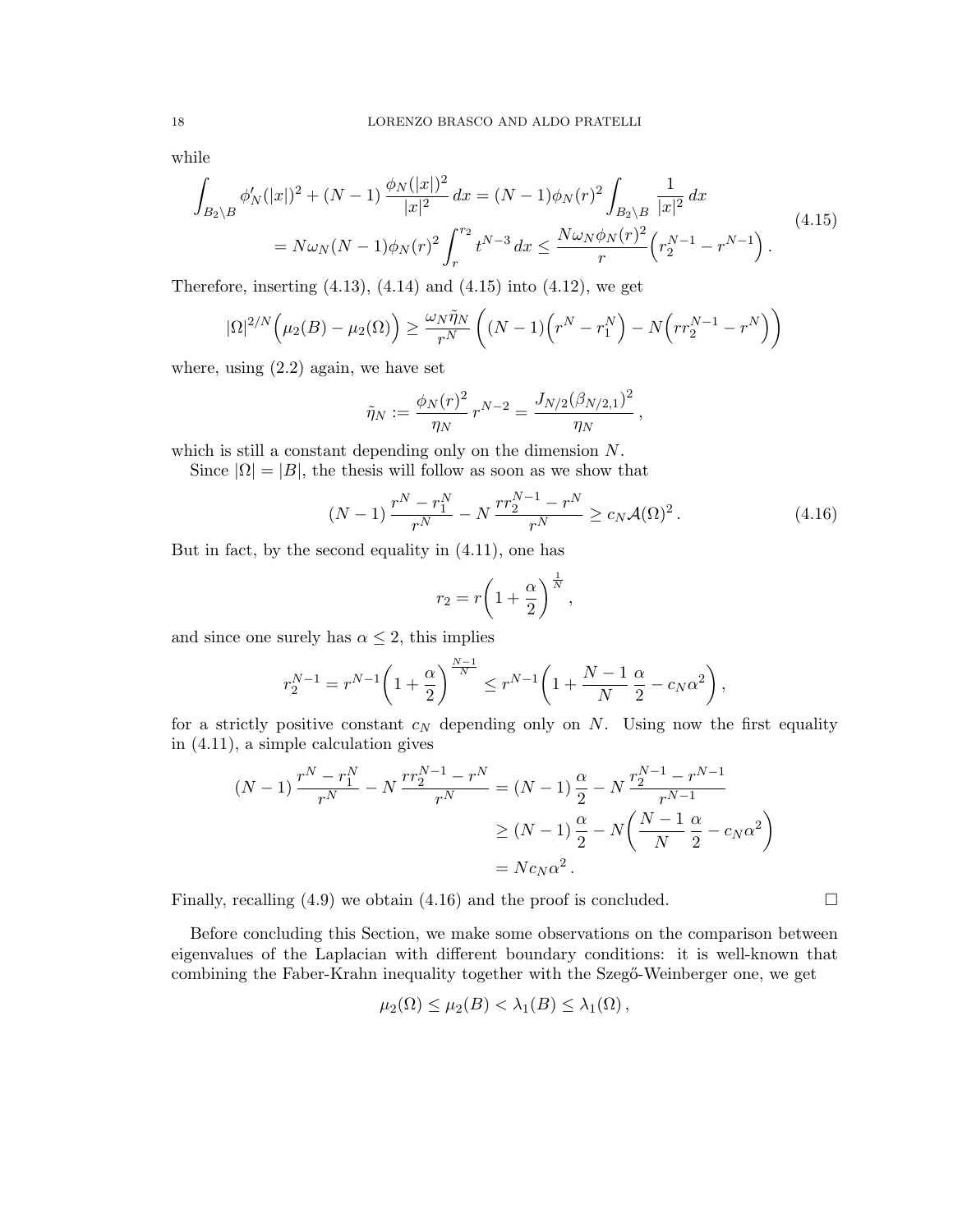while

$$
\begin{aligned}
\int_{B_2\setminus B} \phi_N'(|x|)^2 + (N-1)\,\frac{\phi_N(|x|)^2}{|x|^2}\,dx &= (N-1)\phi_N(r)^2 \int_{B_2\setminus B} \frac{1}{|x|^2}\,dx \\
&= N\omega_N (N-1)\phi_N(r)^2 \int_r^{r_2} t^{N-3}\,dx \le \frac{N\omega_N \phi_N(r)^2}{r}\Big( r_2^{N-1} - r^{N-1}\Big)\,.
\end{aligned}
\tag{4.15}
$$

Therefore, inserting (4.13), (4.14) and (4.15) into (4.12), we get

$$
|\Omega|^{2/N}\Big(\mu_2(B)-\mu_2(\Omega)\Big) \ge \frac{\omega_N \tilde\eta_N}{r^N}\,\left( (N-1)\Big(r^N - r_1^N\Big) - N\Big(r r_2^{N-1} - r^N\Big)\right)
$$

where, using (2.2) again, we have set

$$
\tilde\eta_N := \frac{\phi_N(r)^2}{\eta_N}\, r^{N-2} = \frac{J_{N/2}(\beta_{N/2,1})^2}{\eta_N}\,,
$$

which is still a constant depending only on the dimension $N$.

Since $|\Omega| = |B|$, the thesis will follow as soon as we show that

$$
(N-1)\,\frac{r^N - r_1^N}{r^N} - N\,\frac{r r_2^{N-1} - r^N}{r^N} \ge c_N \mathcal{A}(\Omega)^2\,. \tag{4.16}
$$

But in fact, by the second equality in (4.11), one has

$$
r_2 = r\bigg(1+\frac{\alpha}{2}\bigg)^{\frac{1}{N}}\,,
$$

and since one surely has $\alpha \le 2$, this implies

$$
r_2^{N-1} = r^{N-1}\bigg(1+\frac{\alpha}{2}\bigg)^{\frac{N-1}{N}} \le r^{N-1}\bigg(1+\frac{N-1}{N}\,\frac{\alpha}{2} - c_N\alpha^2\bigg)\,,
$$

for a strictly positive constant $c_N$ depending only on $N$. Using now the first equality in (4.11), a simple calculation gives

$$
\begin{aligned}
(N-1)\,\frac{r^N - r_1^N}{r^N} - N\,\frac{r r_2^{N-1} - r^N}{r^N} &= (N-1)\,\frac{\alpha}{2} - N\,\frac{r_2^{N-1} - r^{N-1}}{r^{N-1}} \\
&\ge (N-1)\,\frac{\alpha}{2} - N\bigg(\frac{N-1}{N}\,\frac{\alpha}{2} - c_N\alpha^2\bigg) \\
&= N c_N \alpha^2\,.
\end{aligned}
$$

Finally, recalling (4.9) we obtain (4.16) and the proof is concluded. $\square$

Before concluding this Section, we make some observations on the comparison between eigenvalues of the Laplacian with different boundary conditions: it is well-known that combining the Faber-Krahn inequality together with the Szegő-Weinberger one, we get

$$
\mu_2(\Omega) \le \mu_2(B) < \lambda_1(B) \le \lambda_1(\Omega)\,,
$$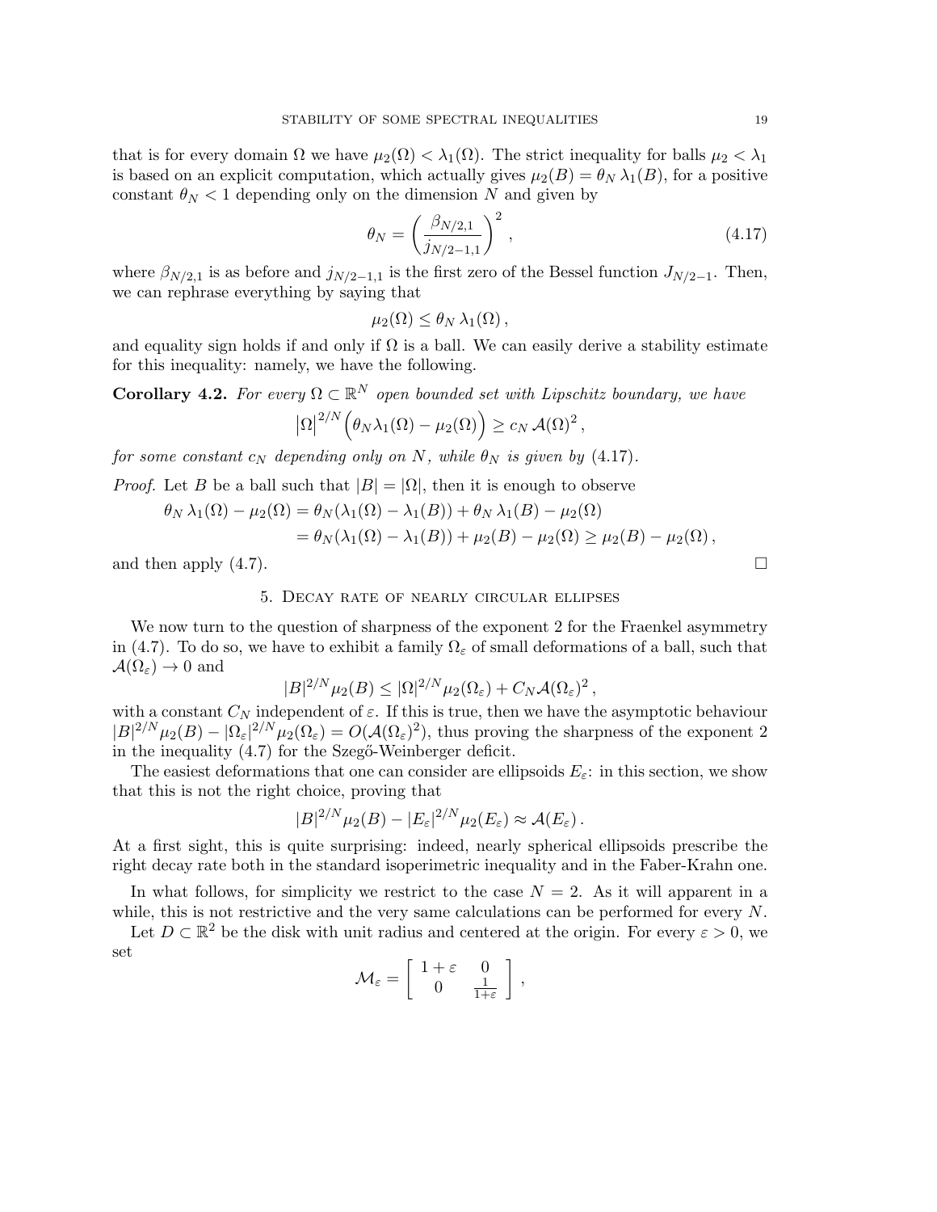that is for every domain $\Omega$ we have $\mu_2(\Omega) < \lambda_1(\Omega)$. The strict inequality for balls $\mu_2 < \lambda_1$ is based on an explicit computation, which actually gives $\mu_2(B) = \theta_N \lambda_1(B)$, for a positive constant $\theta_N < 1$ depending only on the dimension $N$ and given by

$$\theta_N = \left( \frac{\beta_{N/2,1}}{j_{N/2-1,1}} \right)^2 , \tag{4.17}$$

where $\beta_{N/2,1}$ is as before and $j_{N/2-1,1}$ is the first zero of the Bessel function $J_{N/2-1}$. Then, we can rephrase everything by saying that

$$\mu_2(\Omega) \le \theta_N \lambda_1(\Omega) ,$$

and equality sign holds if and only if $\Omega$ is a ball. We can easily derive a stability estimate for this inequality: namely, we have the following.

**Corollary 4.2.** *For every $\Omega \subset \mathbb{R}^N$ open bounded set with Lipschitz boundary, we have*

$$|\Omega|^{2/N} \Big( \theta_N \lambda_1(\Omega) - \mu_2(\Omega) \Big) \ge c_N \mathcal{A}(\Omega)^2 ,$$

*for some constant $c_N$ depending only on $N$, while $\theta_N$ is given by (4.17).*

*Proof.* Let $B$ be a ball such that $|B| = |\Omega|$, then it is enough to observe

$$\begin{aligned}
\theta_N \lambda_1(\Omega) - \mu_2(\Omega) &= \theta_N(\lambda_1(\Omega) - \lambda_1(B)) + \theta_N \lambda_1(B) - \mu_2(\Omega) \\
&= \theta_N(\lambda_1(\Omega) - \lambda_1(B)) + \mu_2(B) - \mu_2(\Omega) \ge \mu_2(B) - \mu_2(\Omega) ,
\end{aligned}$$

and then apply (4.7). $\square$

## 5. Decay rate of nearly circular ellipses

We now turn to the question of sharpness of the exponent 2 for the Fraenkel asymmetry in (4.7). To do so, we have to exhibit a family $\Omega_\varepsilon$ of small deformations of a ball, such that $\mathcal{A}(\Omega_\varepsilon) \to 0$ and

$$|B|^{2/N} \mu_2(B) \le |\Omega|^{2/N} \mu_2(\Omega_\varepsilon) + C_N \mathcal{A}(\Omega_\varepsilon)^2 ,$$

with a constant $C_N$ independent of $\varepsilon$. If this is true, then we have the asymptotic behaviour $|B|^{2/N}\mu_2(B) - |\Omega_\varepsilon|^{2/N}\mu_2(\Omega_\varepsilon) = O(\mathcal{A}(\Omega_\varepsilon)^2)$, thus proving the sharpness of the exponent 2 in the inequality (4.7) for the Szegő-Weinberger deficit.

The easiest deformations that one can consider are ellipsoids $E_\varepsilon$: in this section, we show that this is not the right choice, proving that

$$|B|^{2/N} \mu_2(B) - |E_\varepsilon|^{2/N} \mu_2(E_\varepsilon) \approx \mathcal{A}(E_\varepsilon) .$$

At a first sight, this is quite surprising: indeed, nearly spherical ellipsoids prescribe the right decay rate both in the standard isoperimetric inequality and in the Faber-Krahn one.

In what follows, for simplicity we restrict to the case $N = 2$. As it will apparent in a while, this is not restrictive and the very same calculations can be performed for every $N$.

Let $D \subset \mathbb{R}^2$ be the disk with unit radius and centered at the origin. For every $\varepsilon > 0$, we set

$$\mathcal{M}_\varepsilon = \begin{bmatrix} 1+\varepsilon & 0 \\ 0 & \frac{1}{1+\varepsilon} \end{bmatrix} ,$$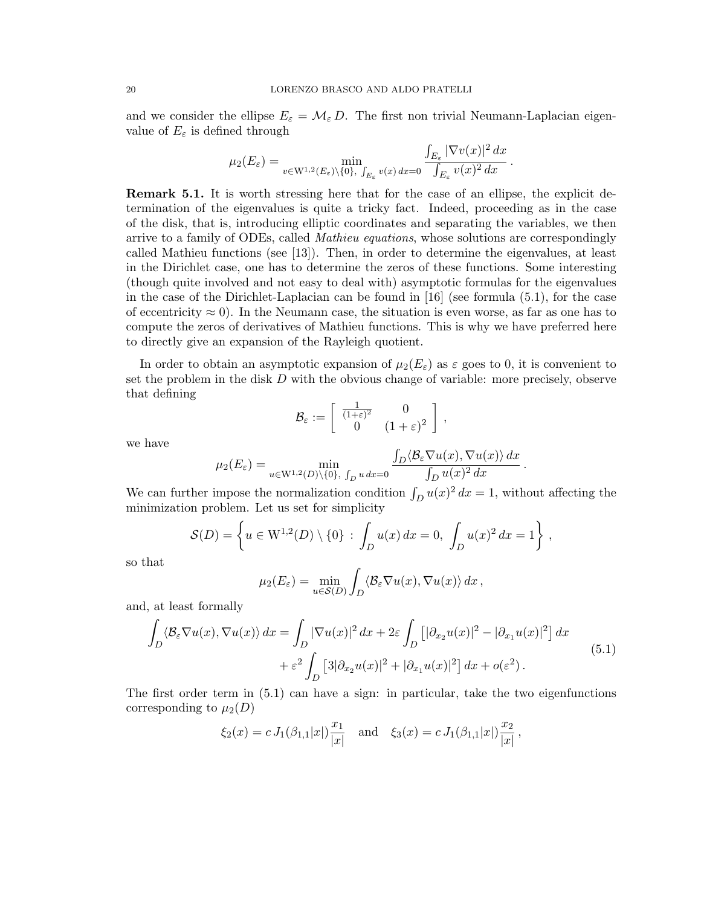and we consider the ellipse $E_\varepsilon = \mathcal{M}_\varepsilon\, D$. The first non trivial Neumann-Laplacian eigenvalue of $E_\varepsilon$ is defined through

$$
\mu_2(E_\varepsilon) = \min_{v\in \mathrm{W}^{1,2}(E_\varepsilon)\setminus\{0\},\ \int_{E_\varepsilon} v(x)\,dx=0} \frac{\int_{E_\varepsilon} |\nabla v(x)|^2\,dx}{\int_{E_\varepsilon} v(x)^2\,dx}\,.
$$

**Remark 5.1.** It is worth stressing here that for the case of an ellipse, the explicit determination of the eigenvalues is quite a tricky fact. Indeed, proceeding as in the case of the disk, that is, introducing elliptic coordinates and separating the variables, we then arrive to a family of ODEs, called *Mathieu equations*, whose solutions are correspondingly called Mathieu functions (see [13]). Then, in order to determine the eigenvalues, at least in the Dirichlet case, one has to determine the zeros of these functions. Some interesting (though quite involved and not easy to deal with) asymptotic formulas for the eigenvalues in the case of the Dirichlet-Laplacian can be found in [16] (see formula (5.1), for the case of eccentricity $\approx 0$). In the Neumann case, the situation is even worse, as far as one has to compute the zeros of derivatives of Mathieu functions. This is why we have preferred here to directly give an expansion of the Rayleigh quotient.

In order to obtain an asymptotic expansion of $\mu_2(E_\varepsilon)$ as $\varepsilon$ goes to 0, it is convenient to set the problem in the disk $D$ with the obvious change of variable: more precisely, observe that defining

$$
\mathcal{B}_\varepsilon := \begin{bmatrix} \frac{1}{(1+\varepsilon)^2} & 0 \\ 0 & (1+\varepsilon)^2 \end{bmatrix}\,,
$$

we have

$$
\mu_2(E_\varepsilon) = \min_{u\in \mathrm{W}^{1,2}(D)\setminus\{0\},\ \int_D u\,dx=0} \frac{\int_D \langle \mathcal{B}_\varepsilon \nabla u(x), \nabla u(x)\rangle\,dx}{\int_D u(x)^2\,dx}\,.
$$

We can further impose the normalization condition $\int_D u(x)^2\,dx = 1$, without affecting the minimization problem. Let us set for simplicity

$$
\mathcal{S}(D) = \left\{ u \in \mathrm{W}^{1,2}(D)\setminus\{0\}\,:\, \int_D u(x)\,dx = 0,\ \int_D u(x)^2\,dx = 1 \right\}\,,
$$

so that

$$
\mu_2(E_\varepsilon) = \min_{u\in\mathcal{S}(D)} \int_D \langle \mathcal{B}_\varepsilon \nabla u(x), \nabla u(x)\rangle\,dx\,,
$$

and, at least formally

$$
\begin{split}
\int_D \langle \mathcal{B}_\varepsilon \nabla u(x), \nabla u(x)\rangle\,dx &= \int_D |\nabla u(x)|^2\,dx + 2\varepsilon \int_D \left[|\partial_{x_2} u(x)|^2 - |\partial_{x_1} u(x)|^2\right] dx \\
&\quad + \varepsilon^2 \int_D \left[3|\partial_{x_2} u(x)|^2 + |\partial_{x_1} u(x)|^2\right] dx + o(\varepsilon^2)\,.
\end{split} \tag{5.1}
$$

The first order term in (5.1) can have a sign: in particular, take the two eigenfunctions corresponding to $\mu_2(D)$

$$
\xi_2(x) = c\, J_1(\beta_{1,1}|x|)\frac{x_1}{|x|} \quad \text{and} \quad \xi_3(x) = c\, J_1(\beta_{1,1}|x|)\frac{x_2}{|x|}\,,
$$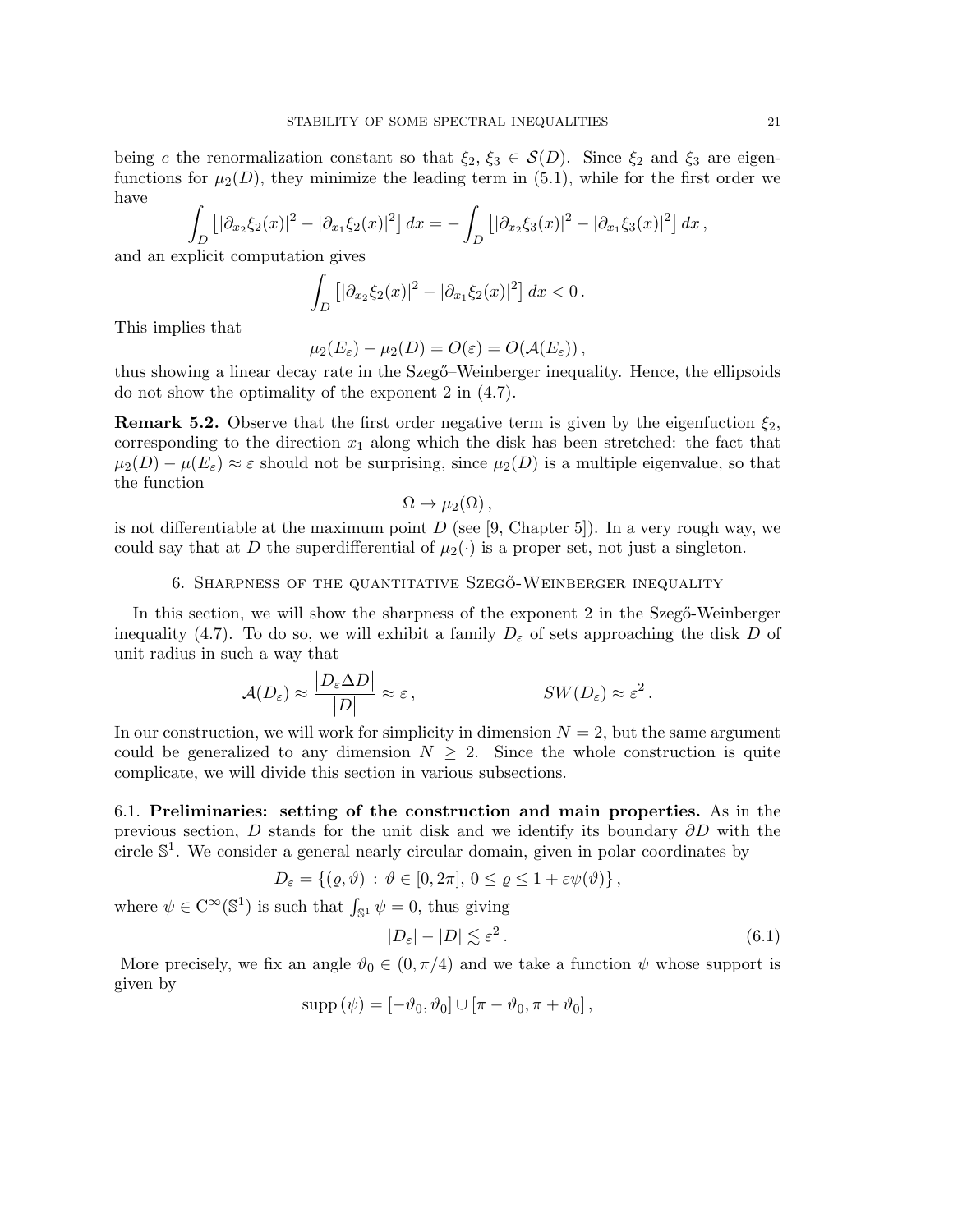being $c$ the renormalization constant so that $\xi_2, \xi_3 \in \mathcal{S}(D)$. Since $\xi_2$ and $\xi_3$ are eigenfunctions for $\mu_2(D)$, they minimize the leading term in (5.1), while for the first order we have

$$\int_D \left[|\partial_{x_2}\xi_2(x)|^2 - |\partial_{x_1}\xi_2(x)|^2\right] dx = -\int_D \left[|\partial_{x_2}\xi_3(x)|^2 - |\partial_{x_1}\xi_3(x)|^2\right] dx\,,$$

and an explicit computation gives

$$\int_D \left[|\partial_{x_2}\xi_2(x)|^2 - |\partial_{x_1}\xi_2(x)|^2\right] dx < 0\,.$$

This implies that

$$\mu_2(E_\varepsilon) - \mu_2(D) = O(\varepsilon) = O(\mathcal{A}(E_\varepsilon))\,,$$

thus showing a linear decay rate in the Szegő–Weinberger inequality. Hence, the ellipsoids do not show the optimality of the exponent 2 in (4.7).

**Remark 5.2.** Observe that the first order negative term is given by the eigenfuction $\xi_2$, corresponding to the direction $x_1$ along which the disk has been stretched: the fact that $\mu_2(D) - \mu(E_\varepsilon) \approx \varepsilon$ should not be surprising, since $\mu_2(D)$ is a multiple eigenvalue, so that the function

$$\Omega \mapsto \mu_2(\Omega)\,,$$

is not differentiable at the maximum point $D$ (see [9, Chapter 5]). In a very rough way, we could say that at $D$ the superdifferential of $\mu_2(\cdot)$ is a proper set, not just a singleton.

## 6. Sharpness of the quantitative Szegő-Weinberger inequality

In this section, we will show the sharpness of the exponent 2 in the Szegő-Weinberger inequality (4.7). To do so, we will exhibit a family $D_\varepsilon$ of sets approaching the disk $D$ of unit radius in such a way that

$$\mathcal{A}(D_\varepsilon) \approx \frac{|D_\varepsilon \Delta D|}{|D|} \approx \varepsilon\,, \qquad\qquad SW(D_\varepsilon) \approx \varepsilon^2\,.$$

In our construction, we will work for simplicity in dimension $N = 2$, but the same argument could be generalized to any dimension $N \geq 2$. Since the whole construction is quite complicate, we will divide this section in various subsections.

### 6.1. Preliminaries: setting of the construction and main properties.

As in the previous section, $D$ stands for the unit disk and we identify its boundary $\partial D$ with the circle $\mathbb{S}^1$. We consider a general nearly circular domain, given in polar coordinates by

$$D_\varepsilon = \{(\varrho, \vartheta) \,:\, \vartheta \in [0, 2\pi],\, 0 \leq \varrho \leq 1 + \varepsilon\psi(\vartheta)\}\,,$$

where $\psi \in \mathrm{C}^\infty(\mathbb{S}^1)$ is such that $\int_{\mathbb{S}^1} \psi = 0$, thus giving

$$|D_\varepsilon| - |D| \lesssim \varepsilon^2\,. \tag{6.1}$$

More precisely, we fix an angle $\vartheta_0 \in (0, \pi/4)$ and we take a function $\psi$ whose support is given by

$$\mathrm{supp}\,(\psi) = [-\vartheta_0, \vartheta_0] \cup [\pi - \vartheta_0, \pi + \vartheta_0]\,,$$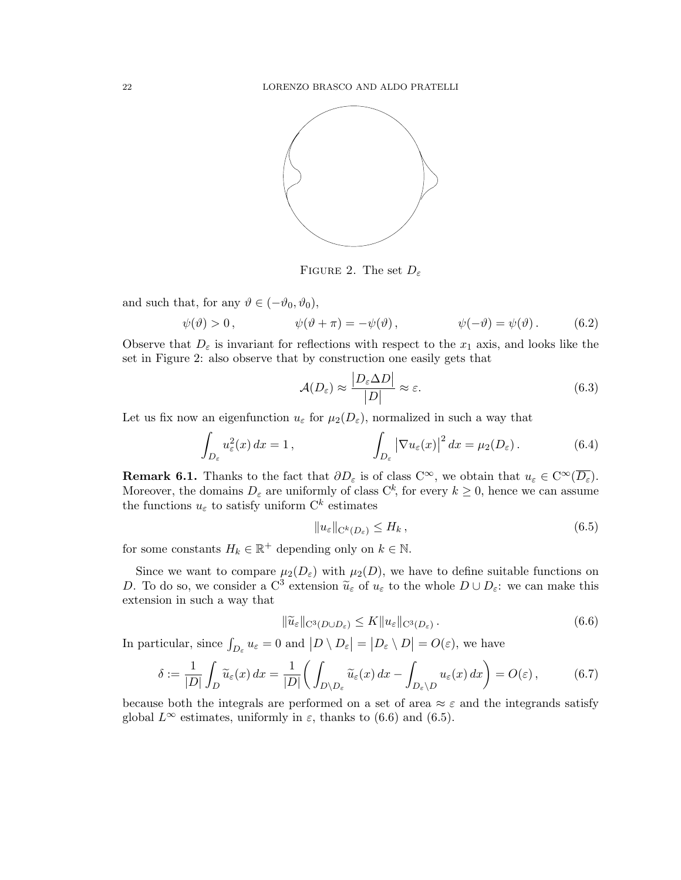FIGURE 2. The set $D_\varepsilon$

and such that, for any $\vartheta \in (-\vartheta_0, \vartheta_0)$,

$$\psi(\vartheta) > 0\,, \qquad\qquad \psi(\vartheta+\pi) = -\psi(\vartheta)\,, \qquad\qquad \psi(-\vartheta) = \psi(\vartheta)\,. \tag{6.2}$$

Observe that $D_\varepsilon$ is invariant for reflections with respect to the $x_1$ axis, and looks like the set in Figure 2: also observe that by construction one easily gets that

$$\mathcal{A}(D_\varepsilon) \approx \frac{\big|D_\varepsilon \Delta D\big|}{\big|D\big|} \approx \varepsilon. \tag{6.3}$$

Let us fix now an eigenfunction $u_\varepsilon$ for $\mu_2(D_\varepsilon)$, normalized in such a way that

$$\int_{D_\varepsilon} u_\varepsilon^2(x)\,dx = 1\,, \qquad\qquad \int_{D_\varepsilon} \big|\nabla u_\varepsilon(x)\big|^2\,dx = \mu_2(D_\varepsilon)\,. \tag{6.4}$$

**Remark 6.1.** Thanks to the fact that $\partial D_\varepsilon$ is of class $C^\infty$, we obtain that $u_\varepsilon \in C^\infty(\overline{D_\varepsilon})$. Moreover, the domains $D_\varepsilon$ are uniformly of class $C^k$, for every $k \geq 0$, hence we can assume the functions $u_\varepsilon$ to satisfy uniform $C^k$ estimates

$$\|u_\varepsilon\|_{C^k(D_\varepsilon)} \leq H_k\,, \tag{6.5}$$

for some constants $H_k \in \mathbb{R}^+$ depending only on $k \in \mathbb{N}$.

Since we want to compare $\mu_2(D_\varepsilon)$ with $\mu_2(D)$, we have to define suitable functions on $D$. To do so, we consider a $C^3$ extension $\widetilde{u}_\varepsilon$ of $u_\varepsilon$ to the whole $D \cup D_\varepsilon$: we can make this extension in such a way that

$$\|\widetilde{u}_\varepsilon\|_{C^3(D\cup D_\varepsilon)} \leq K \|u_\varepsilon\|_{C^3(D_\varepsilon)}\,. \tag{6.6}$$

In particular, since $\int_{D_\varepsilon} u_\varepsilon = 0$ and $\big|D \setminus D_\varepsilon\big| = \big|D_\varepsilon \setminus D\big| = O(\varepsilon)$, we have

$$\delta := \frac{1}{|D|}\int_D \widetilde{u}_\varepsilon(x)\,dx = \frac{1}{|D|}\bigg(\int_{D\setminus D_\varepsilon} \widetilde{u}_\varepsilon(x)\,dx - \int_{D_\varepsilon\setminus D} u_\varepsilon(x)\,dx\bigg) = O(\varepsilon)\,, \tag{6.7}$$

because both the integrals are performed on a set of area $\approx \varepsilon$ and the integrands satisfy global $L^\infty$ estimates, uniformly in $\varepsilon$, thanks to (6.6) and (6.5).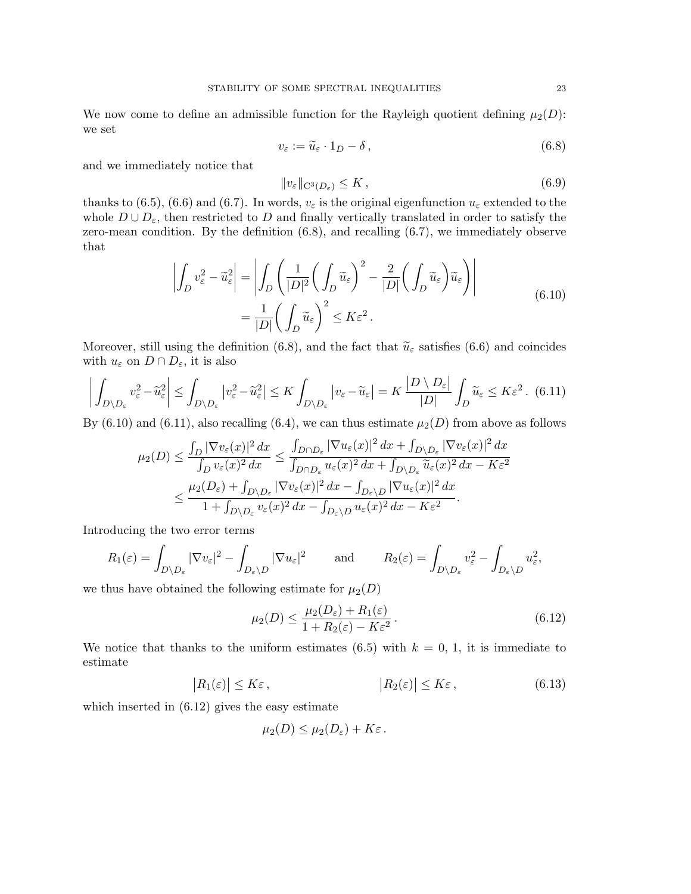We now come to define an admissible function for the Rayleigh quotient defining $\mu_2(D)$: we set

$$v_\varepsilon := \widetilde{u}_\varepsilon \cdot 1_D - \delta\,, \tag{6.8}$$

and we immediately notice that

$$\|v_\varepsilon\|_{C^3(D_\varepsilon)} \leq K\,, \tag{6.9}$$

thanks to (6.5), (6.6) and (6.7). In words, $v_\varepsilon$ is the original eigenfunction $u_\varepsilon$ extended to the whole $D \cup D_\varepsilon$, then restricted to $D$ and finally vertically translated in order to satisfy the zero-mean condition. By the definition (6.8), and recalling (6.7), we immediately observe that

$$\begin{aligned}
\bigg|\int_D v_\varepsilon^2 - \widetilde{u}_\varepsilon^2\bigg| &= \Bigg|\int_D \Bigg(\frac{1}{|D|^2}\bigg(\int_D \widetilde{u}_\varepsilon\bigg)^2 - \frac{2}{|D|}\bigg(\int_D \widetilde{u}_\varepsilon\bigg)\widetilde{u}_\varepsilon\Bigg)\Bigg| \\
&= \frac{1}{|D|}\bigg(\int_D \widetilde{u}_\varepsilon\bigg)^2 \leq K\varepsilon^2\,.
\end{aligned} \tag{6.10}$$

Moreover, still using the definition (6.8), and the fact that $\widetilde{u}_\varepsilon$ satisfies (6.6) and coincides with $u_\varepsilon$ on $D \cap D_\varepsilon$, it is also

$$\bigg|\int_{D\setminus D_\varepsilon} v_\varepsilon^2 - \widetilde{u}_\varepsilon^2\bigg| \leq \int_{D\setminus D_\varepsilon} \big|v_\varepsilon^2 - \widetilde{u}_\varepsilon^2\big| \leq K\int_{D\setminus D_\varepsilon} \big|v_\varepsilon - \widetilde{u}_\varepsilon\big| = K\,\frac{\big|D\setminus D_\varepsilon\big|}{|D|}\int_D \widetilde{u}_\varepsilon \leq K\varepsilon^2\,. \tag{6.11}$$

By (6.10) and (6.11), also recalling (6.4), we can thus estimate $\mu_2(D)$ from above as follows

$$\begin{aligned}
\mu_2(D) &\leq \frac{\int_D |\nabla v_\varepsilon(x)|^2\,dx}{\int_D v_\varepsilon(x)^2\,dx} \leq \frac{\int_{D\cap D_\varepsilon} |\nabla u_\varepsilon(x)|^2\,dx + \int_{D\setminus D_\varepsilon} |\nabla v_\varepsilon(x)|^2\,dx}{\int_{D\cap D_\varepsilon} u_\varepsilon(x)^2\,dx + \int_{D\setminus D_\varepsilon} \widetilde{u}_\varepsilon(x)^2\,dx - K\varepsilon^2} \\
&\leq \frac{\mu_2(D_\varepsilon) + \int_{D\setminus D_\varepsilon} |\nabla v_\varepsilon(x)|^2\,dx - \int_{D_\varepsilon\setminus D} |\nabla u_\varepsilon(x)|^2\,dx}{1 + \int_{D\setminus D_\varepsilon} v_\varepsilon(x)^2\,dx - \int_{D_\varepsilon\setminus D} u_\varepsilon(x)^2\,dx - K\varepsilon^2}.
\end{aligned}$$

Introducing the two error terms

$$R_1(\varepsilon) = \int_{D\setminus D_\varepsilon} |\nabla v_\varepsilon|^2 - \int_{D_\varepsilon\setminus D} |\nabla u_\varepsilon|^2 \qquad \text{and} \qquad R_2(\varepsilon) = \int_{D\setminus D_\varepsilon} v_\varepsilon^2 - \int_{D_\varepsilon\setminus D} u_\varepsilon^2,$$

we thus have obtained the following estimate for $\mu_2(D)$

$$\mu_2(D) \leq \frac{\mu_2(D_\varepsilon) + R_1(\varepsilon)}{1 + R_2(\varepsilon) - K\varepsilon^2}\,. \tag{6.12}$$

We notice that thanks to the uniform estimates (6.5) with $k = 0, 1$, it is immediate to estimate

$$\big|R_1(\varepsilon)\big| \leq K\varepsilon\,, \qquad\qquad \big|R_2(\varepsilon)\big| \leq K\varepsilon\,, \tag{6.13}$$

which inserted in (6.12) gives the easy estimate

$$\mu_2(D) \leq \mu_2(D_\varepsilon) + K\varepsilon\,.$$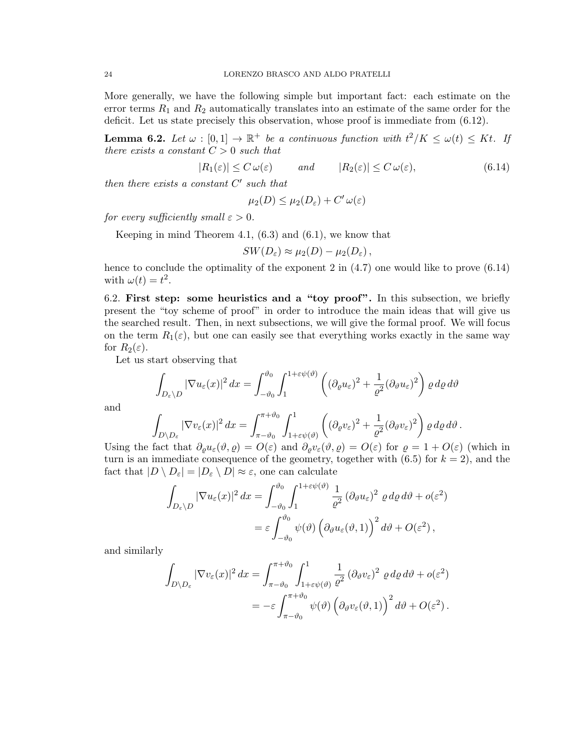More generally, we have the following simple but important fact: each estimate on the error terms $R_1$ and $R_2$ automatically translates into an estimate of the same order for the deficit. Let us state precisely this observation, whose proof is immediate from (6.12).

**Lemma 6.2.** *Let $\omega : [0,1] \to \mathbb{R}^+$ be a continuous function with $t^2/K \leq \omega(t) \leq Kt$. If there exists a constant $C > 0$ such that*

$$|R_1(\varepsilon)| \leq C\,\omega(\varepsilon) \qquad \text{and} \qquad |R_2(\varepsilon)| \leq C\,\omega(\varepsilon), \tag{6.14}$$

*then there exists a constant $C'$ such that*

$$\mu_2(D) \leq \mu_2(D_\varepsilon) + C'\,\omega(\varepsilon)$$

*for every sufficiently small $\varepsilon > 0$.*

Keeping in mind Theorem 4.1, (6.3) and (6.1), we know that

$$SW(D_\varepsilon) \approx \mu_2(D) - \mu_2(D_\varepsilon)\,,$$

hence to conclude the optimality of the exponent 2 in (4.7) one would like to prove (6.14) with $\omega(t) = t^2$.

6.2. **First step: some heuristics and a "toy proof".** In this subsection, we briefly present the "toy scheme of proof" in order to introduce the main ideas that will give us the searched result. Then, in next subsections, we will give the formal proof. We will focus on the term $R_1(\varepsilon)$, but one can easily see that everything works exactly in the same way for $R_2(\varepsilon)$.

Let us start observing that

$$\int_{D_\varepsilon \setminus D} |\nabla u_\varepsilon(x)|^2\,dx = \int_{-\vartheta_0}^{\vartheta_0} \int_1^{1+\varepsilon\psi(\vartheta)} \left( (\partial_\varrho u_\varepsilon)^2 + \frac{1}{\varrho^2}(\partial_\vartheta u_\varepsilon)^2 \right) \varrho\,d\varrho\,d\vartheta$$

and

$$\int_{D \setminus D_\varepsilon} |\nabla v_\varepsilon(x)|^2\,dx = \int_{\pi-\vartheta_0}^{\pi+\vartheta_0} \int_{1+\varepsilon\psi(\vartheta)}^{1} \left( (\partial_\varrho v_\varepsilon)^2 + \frac{1}{\varrho^2}(\partial_\vartheta v_\varepsilon)^2 \right) \varrho\,d\varrho\,d\vartheta\,.$$

Using the fact that $\partial_\varrho u_\varepsilon(\vartheta,\varrho) = O(\varepsilon)$ and $\partial_\varrho v_\varepsilon(\vartheta,\varrho) = O(\varepsilon)$ for $\varrho = 1 + O(\varepsilon)$ (which in turn is an immediate consequence of the geometry, together with (6.5) for $k = 2$), and the fact that $|D \setminus D_\varepsilon| = |D_\varepsilon \setminus D| \approx \varepsilon$, one can calculate

$$\begin{aligned}
\int_{D_\varepsilon \setminus D} |\nabla u_\varepsilon(x)|^2\,dx &= \int_{-\vartheta_0}^{\vartheta_0} \int_1^{1+\varepsilon\psi(\vartheta)} \frac{1}{\varrho^2}\left(\partial_\vartheta u_\varepsilon\right)^2\,\varrho\,d\varrho\,d\vartheta + o(\varepsilon^2) \\
&= \varepsilon \int_{-\vartheta_0}^{\vartheta_0} \psi(\vartheta)\left(\partial_\vartheta u_\varepsilon(\vartheta,1)\right)^2 d\vartheta + O(\varepsilon^2)\,,
\end{aligned}$$

and similarly

$$\begin{aligned}
\int_{D \setminus D_\varepsilon} |\nabla v_\varepsilon(x)|^2\,dx &= \int_{\pi-\vartheta_0}^{\pi+\vartheta_0} \int_{1+\varepsilon\psi(\vartheta)}^{1} \frac{1}{\varrho^2}\left(\partial_\vartheta v_\varepsilon\right)^2\,\varrho\,d\varrho\,d\vartheta + o(\varepsilon^2) \\
&= -\varepsilon \int_{\pi-\vartheta_0}^{\pi+\vartheta_0} \psi(\vartheta)\left(\partial_\vartheta v_\varepsilon(\vartheta,1)\right)^2 d\vartheta + O(\varepsilon^2)\,.
\end{aligned}$$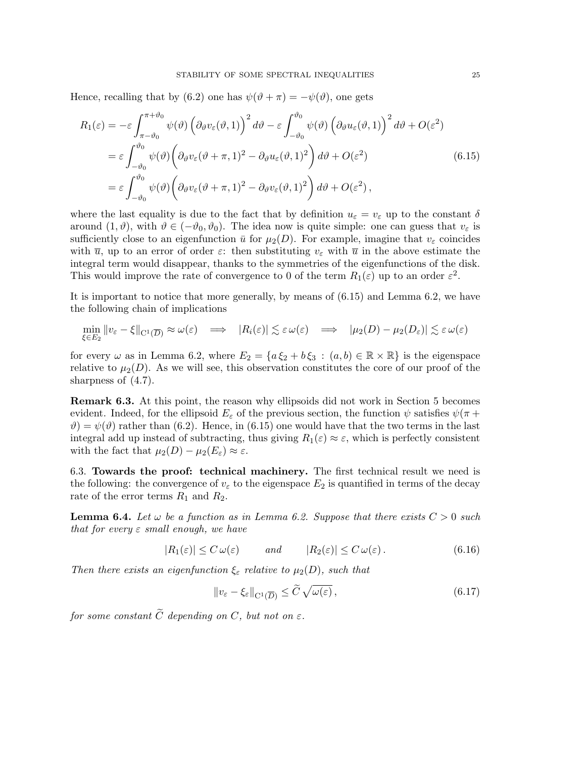Hence, recalling that by (6.2) one has $\psi(\vartheta+\pi)=-\psi(\vartheta)$, one gets

$$
\begin{aligned}
R_1(\varepsilon) &= -\varepsilon\int_{\pi-\vartheta_0}^{\pi+\vartheta_0}\psi(\vartheta)\left(\partial_\vartheta v_\varepsilon(\vartheta,1)\right)^2 d\vartheta - \varepsilon\int_{-\vartheta_0}^{\vartheta_0}\psi(\vartheta)\left(\partial_\vartheta u_\varepsilon(\vartheta,1)\right)^2 d\vartheta + O(\varepsilon^2)\\
&= \varepsilon\int_{-\vartheta_0}^{\vartheta_0}\psi(\vartheta)\bigg(\partial_\vartheta v_\varepsilon(\vartheta+\pi,1)^2-\partial_\vartheta u_\varepsilon(\vartheta,1)^2\bigg)\,d\vartheta + O(\varepsilon^2)\\
&= \varepsilon\int_{-\vartheta_0}^{\vartheta_0}\psi(\vartheta)\bigg(\partial_\vartheta v_\varepsilon(\vartheta+\pi,1)^2-\partial_\vartheta v_\varepsilon(\vartheta,1)^2\bigg)\,d\vartheta + O(\varepsilon^2)\,,
\end{aligned}
\tag{6.15}
$$

where the last equality is due to the fact that by definition $u_\varepsilon = v_\varepsilon$ up to the constant $\delta$ around $(1,\vartheta)$, with $\vartheta\in(-\vartheta_0,\vartheta_0)$. The idea now is quite simple: one can guess that $v_\varepsilon$ is sufficiently close to an eigenfunction $\bar u$ for $\mu_2(D)$. For example, imagine that $v_\varepsilon$ coincides with $\overline{u}$, up to an error of order $\varepsilon$: then substituting $v_\varepsilon$ with $\overline{u}$ in the above estimate the integral term would disappear, thanks to the symmetries of the eigenfunctions of the disk. This would improve the rate of convergence to 0 of the term $R_1(\varepsilon)$ up to an order $\varepsilon^2$.

It is important to notice that more generally, by means of (6.15) and Lemma 6.2, we have the following chain of implications

$$
\min_{\xi\in E_2}\|v_\varepsilon-\xi\|_{C^1(\overline{D})}\approx\omega(\varepsilon)\quad\Longrightarrow\quad |R_i(\varepsilon)|\lesssim\varepsilon\,\omega(\varepsilon)\quad\Longrightarrow\quad |\mu_2(D)-\mu_2(D_\varepsilon)|\lesssim\varepsilon\,\omega(\varepsilon)
$$

for every $\omega$ as in Lemma 6.2, where $E_2=\{a\,\xi_2+b\,\xi_3\,:\,(a,b)\in\mathbb{R}\times\mathbb{R}\}$ is the eigenspace relative to $\mu_2(D)$. As we will see, this observation constitutes the core of our proof of the sharpness of (4.7).

**Remark 6.3.** At this point, the reason why ellipsoids did not work in Section 5 becomes evident. Indeed, for the ellipsoid $E_\varepsilon$ of the previous section, the function $\psi$ satisfies $\psi(\pi+\vartheta)=\psi(\vartheta)$ rather than (6.2). Hence, in (6.15) one would have that the two terms in the last integral add up instead of subtracting, thus giving $R_1(\varepsilon)\approx\varepsilon$, which is perfectly consistent with the fact that $\mu_2(D)-\mu_2(E_\varepsilon)\approx\varepsilon$.

6.3. **Towards the proof: technical machinery.** The first technical result we need is the following: the convergence of $v_\varepsilon$ to the eigenspace $E_2$ is quantified in terms of the decay rate of the error terms $R_1$ and $R_2$.

**Lemma 6.4.** *Let $\omega$ be a function as in Lemma 6.2. Suppose that there exists $C>0$ such that for every $\varepsilon$ small enough, we have*

$$
|R_1(\varepsilon)|\le C\,\omega(\varepsilon)\qquad\text{and}\qquad |R_2(\varepsilon)|\le C\,\omega(\varepsilon)\,. \tag{6.16}
$$

*Then there exists an eigenfunction $\xi_\varepsilon$ relative to $\mu_2(D)$, such that*

$$
\|v_\varepsilon-\xi_\varepsilon\|_{C^1(\overline{D})}\le\widetilde{C}\,\sqrt{\omega(\varepsilon)}\,, \tag{6.17}
$$

*for some constant $\widetilde{C}$ depending on $C$, but not on $\varepsilon$.*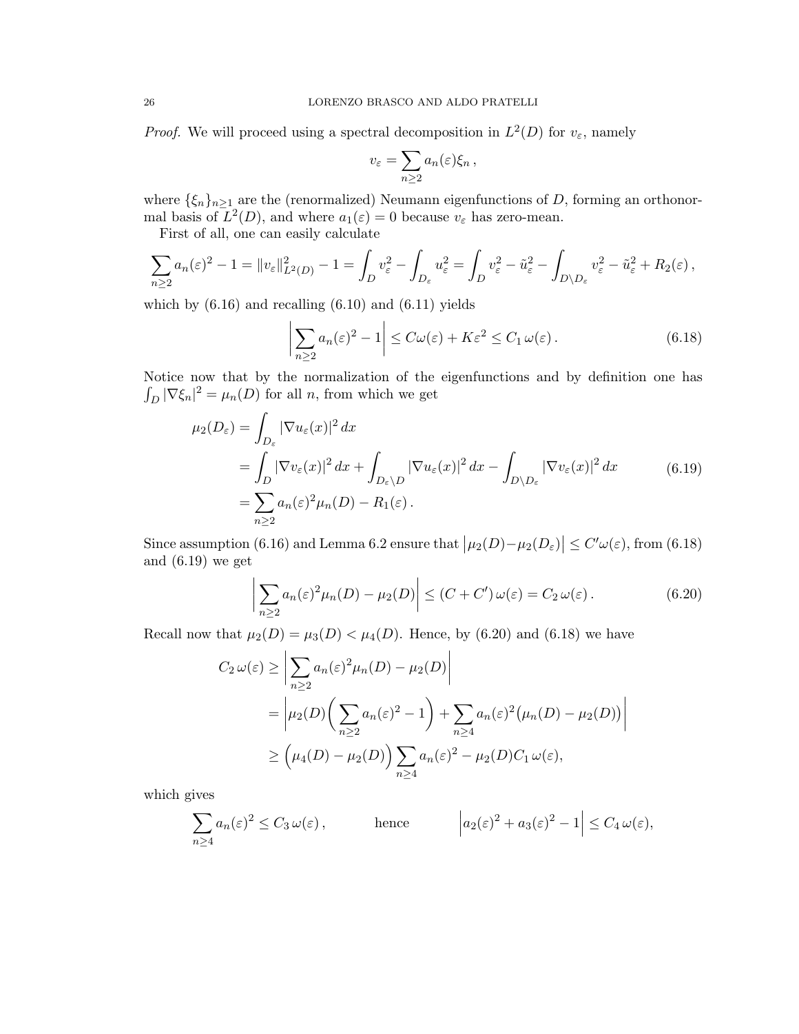*Proof.* We will proceed using a spectral decomposition in $L^2(D)$ for $v_\varepsilon$, namely

$$
v_\varepsilon = \sum_{n\geq 2} a_n(\varepsilon)\xi_n\,,
$$

where $\{\xi_n\}_{n\geq 1}$ are the (renormalized) Neumann eigenfunctions of $D$, forming an orthonormal basis of $L^2(D)$, and where $a_1(\varepsilon)=0$ because $v_\varepsilon$ has zero-mean.

First of all, one can easily calculate

$$
\sum_{n\geq 2} a_n(\varepsilon)^2 - 1 = \|v_\varepsilon\|^2_{L^2(D)} - 1 = \int_D v_\varepsilon^2 - \int_{D_\varepsilon} u_\varepsilon^2 = \int_D v_\varepsilon^2 - \tilde u_\varepsilon^2 - \int_{D\setminus D_\varepsilon} v_\varepsilon^2 - \tilde u_\varepsilon^2 + R_2(\varepsilon)\,,
$$

which by (6.16) and recalling (6.10) and (6.11) yields

$$
\left|\sum_{n\geq 2} a_n(\varepsilon)^2 - 1\right| \leq C\omega(\varepsilon) + K\varepsilon^2 \leq C_1\,\omega(\varepsilon)\,. \tag{6.18}
$$

Notice now that by the normalization of the eigenfunctions and by definition one has $\int_D |\nabla \xi_n|^2 = \mu_n(D)$ for all $n$, from which we get

$$
\begin{aligned}
\mu_2(D_\varepsilon) &= \int_{D_\varepsilon} |\nabla u_\varepsilon(x)|^2\,dx \\
&= \int_D |\nabla v_\varepsilon(x)|^2\,dx + \int_{D_\varepsilon\setminus D} |\nabla u_\varepsilon(x)|^2\,dx - \int_{D\setminus D_\varepsilon} |\nabla v_\varepsilon(x)|^2\,dx \\
&= \sum_{n\geq 2} a_n(\varepsilon)^2 \mu_n(D) - R_1(\varepsilon)\,.
\end{aligned} \tag{6.19}
$$

Since assumption (6.16) and Lemma 6.2 ensure that $\big|\mu_2(D) - \mu_2(D_\varepsilon)\big| \leq C'\omega(\varepsilon)$, from (6.18) and (6.19) we get

$$
\left|\sum_{n\geq 2} a_n(\varepsilon)^2 \mu_n(D) - \mu_2(D)\right| \leq (C + C')\,\omega(\varepsilon) = C_2\,\omega(\varepsilon)\,. \tag{6.20}
$$

Recall now that $\mu_2(D) = \mu_3(D) < \mu_4(D)$. Hence, by (6.20) and (6.18) we have

$$
\begin{aligned}
C_2\,\omega(\varepsilon) &\geq \left|\sum_{n\geq 2} a_n(\varepsilon)^2 \mu_n(D) - \mu_2(D)\right| \\
&= \left|\mu_2(D)\bigg(\sum_{n\geq 2} a_n(\varepsilon)^2 - 1\bigg) + \sum_{n\geq 4} a_n(\varepsilon)^2\big(\mu_n(D) - \mu_2(D)\big)\right| \\
&\geq \Big(\mu_4(D) - \mu_2(D)\Big)\sum_{n\geq 4} a_n(\varepsilon)^2 - \mu_2(D)C_1\,\omega(\varepsilon),
\end{aligned}
$$

which gives

$$
\sum_{n\geq 4} a_n(\varepsilon)^2 \leq C_3\,\omega(\varepsilon)\,, \qquad\qquad \text{hence} \qquad\qquad \left|a_2(\varepsilon)^2 + a_3(\varepsilon)^2 - 1\right| \leq C_4\,\omega(\varepsilon),
$$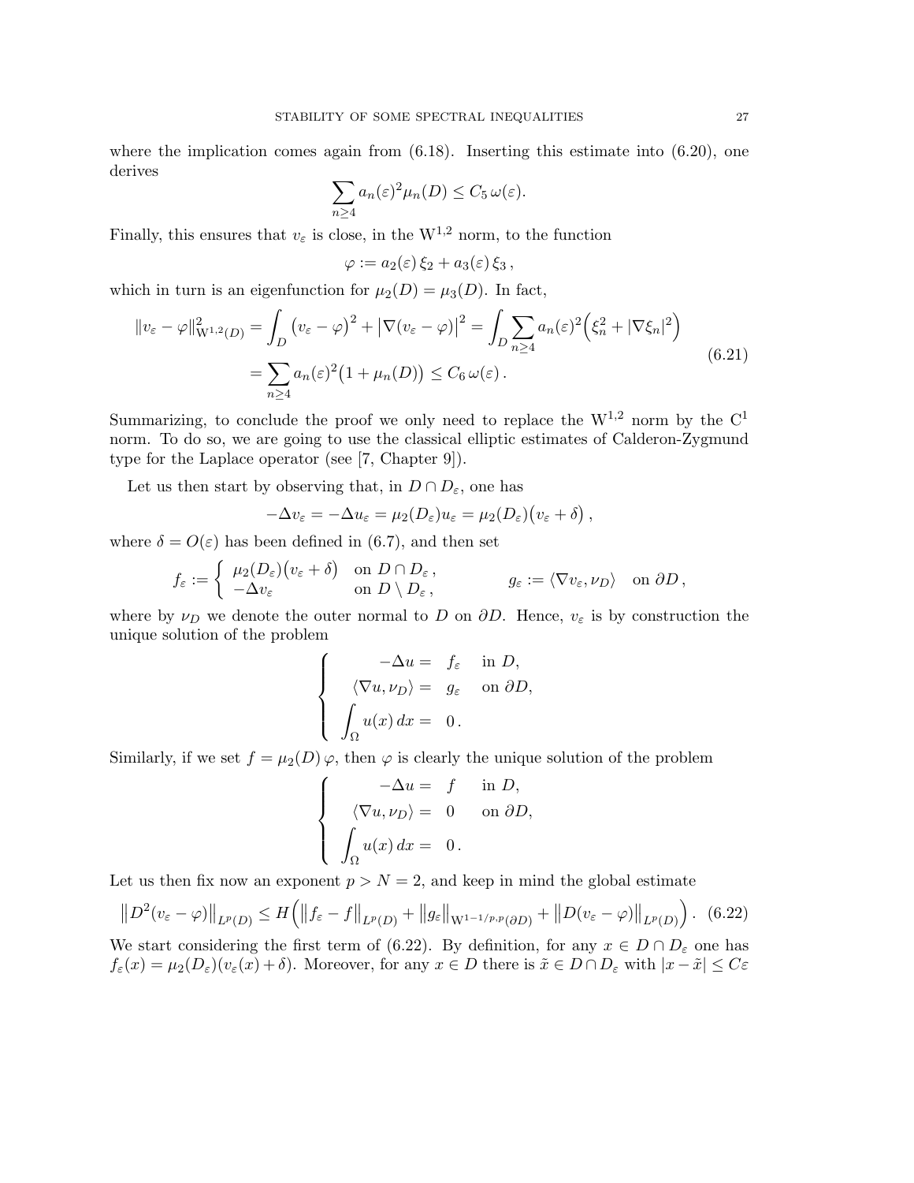where the implication comes again from (6.18). Inserting this estimate into (6.20), one derives

$$\sum_{n\geq 4} a_n(\varepsilon)^2 \mu_n(D) \leq C_5\, \omega(\varepsilon).$$

Finally, this ensures that $v_\varepsilon$ is close, in the $\mathrm{W}^{1,2}$ norm, to the function

$$\varphi := a_2(\varepsilon)\, \xi_2 + a_3(\varepsilon)\, \xi_3\,,$$

which in turn is an eigenfunction for $\mu_2(D) = \mu_3(D)$. In fact,

$$\begin{aligned}
\|v_\varepsilon - \varphi\|^2_{\mathrm{W}^{1,2}(D)} &= \int_D \big(v_\varepsilon - \varphi\big)^2 + \big|\nabla(v_\varepsilon - \varphi)\big|^2 = \int_D \sum_{n\geq 4} a_n(\varepsilon)^2 \Big(\xi_n^2 + |\nabla \xi_n|^2\Big) \\
&= \sum_{n\geq 4} a_n(\varepsilon)^2 \big(1 + \mu_n(D)\big) \leq C_6\, \omega(\varepsilon)\,.
\end{aligned} \tag{6.21}$$

Summarizing, to conclude the proof we only need to replace the $\mathrm{W}^{1,2}$ norm by the $\mathrm{C}^1$ norm. To do so, we are going to use the classical elliptic estimates of Calderon-Zygmund type for the Laplace operator (see [7, Chapter 9]).

Let us then start by observing that, in $D \cap D_\varepsilon$, one has

$$-\Delta v_\varepsilon = -\Delta u_\varepsilon = \mu_2(D_\varepsilon) u_\varepsilon = \mu_2(D_\varepsilon)\big(v_\varepsilon + \delta\big)\,,$$

where $\delta = O(\varepsilon)$ has been defined in (6.7), and then set

$$f_\varepsilon := \begin{cases} \mu_2(D_\varepsilon)\big(v_\varepsilon + \delta\big) & \text{on } D \cap D_\varepsilon\,, \\ -\Delta v_\varepsilon & \text{on } D \setminus D_\varepsilon\,, \end{cases} \qquad g_\varepsilon := \langle \nabla v_\varepsilon, \nu_D\rangle \quad \text{on } \partial D\,,$$

where by $\nu_D$ we denote the outer normal to $D$ on $\partial D$. Hence, $v_\varepsilon$ is by construction the unique solution of the problem

$$\begin{cases} -\Delta u = f_\varepsilon & \text{in } D, \\ \langle \nabla u, \nu_D\rangle = g_\varepsilon & \text{on } \partial D, \\ \displaystyle\int_\Omega u(x)\, dx = 0\,. \end{cases}$$

Similarly, if we set $f = \mu_2(D)\, \varphi$, then $\varphi$ is clearly the unique solution of the problem

$$\begin{cases} -\Delta u = f & \text{in } D, \\ \langle \nabla u, \nu_D\rangle = 0 & \text{on } \partial D, \\ \displaystyle\int_\Omega u(x)\, dx = 0\,. \end{cases}$$

Let us then fix now an exponent $p > N = 2$, and keep in mind the global estimate

$$\big\|D^2(v_\varepsilon - \varphi)\big\|_{L^p(D)} \leq H\Big(\big\|f_\varepsilon - f\big\|_{L^p(D)} + \big\|g_\varepsilon\big\|_{\mathrm{W}^{1-1/p,p}(\partial D)} + \big\|D(v_\varepsilon - \varphi)\big\|_{L^p(D)}\Big)\,. \tag{6.22}$$

We start considering the first term of (6.22). By definition, for any $x \in D \cap D_\varepsilon$ one has $f_\varepsilon(x) = \mu_2(D_\varepsilon)(v_\varepsilon(x) + \delta)$. Moreover, for any $x \in D$ there is $\tilde{x} \in D \cap D_\varepsilon$ with $|x - \tilde{x}| \leq C\varepsilon$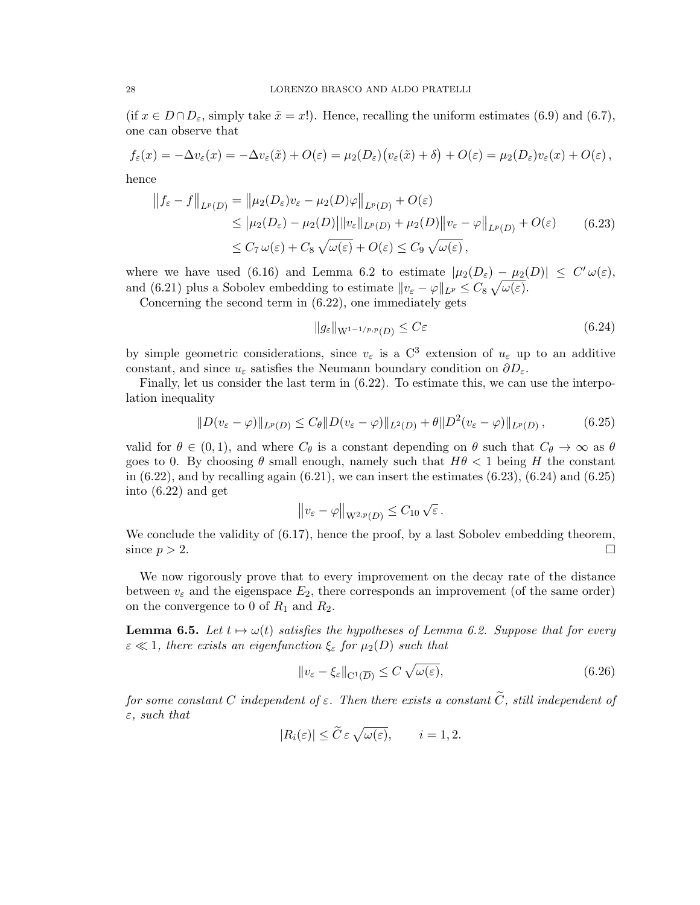(if $x \in D \cap D_\varepsilon$, simply take $\tilde{x} = x$!). Hence, recalling the uniform estimates (6.9) and (6.7), one can observe that

$$f_\varepsilon(x) = -\Delta v_\varepsilon(x) = -\Delta v_\varepsilon(\tilde{x}) + O(\varepsilon) = \mu_2(D_\varepsilon)\big(v_\varepsilon(\tilde{x}) + \delta\big) + O(\varepsilon) = \mu_2(D_\varepsilon) v_\varepsilon(x) + O(\varepsilon)\,,$$

hence

$$\begin{aligned}
\big\| f_\varepsilon - f \big\|_{L^p(D)} &= \big\| \mu_2(D_\varepsilon) v_\varepsilon - \mu_2(D)\varphi \big\|_{L^p(D)} + O(\varepsilon) \\
&\leq \big|\mu_2(D_\varepsilon) - \mu_2(D)\big| \|v_\varepsilon\|_{L^p(D)} + \mu_2(D) \big\| v_\varepsilon - \varphi \big\|_{L^p(D)} + O(\varepsilon) \\
&\leq C_7\, \omega(\varepsilon) + C_8\, \sqrt{\omega(\varepsilon)} + O(\varepsilon) \leq C_9\, \sqrt{\omega(\varepsilon)}\,,
\end{aligned} \tag{6.23}$$

where we have used (6.16) and Lemma 6.2 to estimate $|\mu_2(D_\varepsilon) - \mu_2(D)| \leq C'\,\omega(\varepsilon)$, and (6.21) plus a Sobolev embedding to estimate $\|v_\varepsilon - \varphi\|_{L^p} \leq C_8\,\sqrt{\omega(\varepsilon)}$.

Concerning the second term in (6.22), one immediately gets

$$\|g_\varepsilon\|_{W^{1-1/p,p}(D)} \leq C\varepsilon \tag{6.24}$$

by simple geometric considerations, since $v_\varepsilon$ is a $C^3$ extension of $u_\varepsilon$ up to an additive constant, and since $u_\varepsilon$ satisfies the Neumann boundary condition on $\partial D_\varepsilon$.

Finally, let us consider the last term in (6.22). To estimate this, we can use the interpolation inequality

$$\|D(v_\varepsilon - \varphi)\|_{L^p(D)} \leq C_\theta \|D(v_\varepsilon - \varphi)\|_{L^2(D)} + \theta \|D^2(v_\varepsilon - \varphi)\|_{L^p(D)}\,, \tag{6.25}$$

valid for $\theta \in (0,1)$, and where $C_\theta$ is a constant depending on $\theta$ such that $C_\theta \to \infty$ as $\theta$ goes to 0. By choosing $\theta$ small enough, namely such that $H\theta < 1$ being $H$ the constant in (6.22), and by recalling again (6.21), we can insert the estimates (6.23), (6.24) and (6.25) into (6.22) and get

$$\big\| v_\varepsilon - \varphi \big\|_{W^{2,p}(D)} \leq C_{10}\, \sqrt{\varepsilon}\,.$$

We conclude the validity of (6.17), hence the proof, by a last Sobolev embedding theorem, since $p > 2$. □

We now rigorously prove that to every improvement on the decay rate of the distance between $v_\varepsilon$ and the eigenspace $E_2$, there corresponds an improvement (of the same order) on the convergence to 0 of $R_1$ and $R_2$.

**Lemma 6.5.** *Let $t \mapsto \omega(t)$ satisfies the hypotheses of Lemma 6.2. Suppose that for every $\varepsilon \ll 1$, there exists an eigenfunction $\xi_\varepsilon$ for $\mu_2(D)$ such that*

$$\|v_\varepsilon - \xi_\varepsilon\|_{C^1(\overline{D})} \leq C\, \sqrt{\omega(\varepsilon)}, \tag{6.26}$$

*for some constant $C$ independent of $\varepsilon$. Then there exists a constant $\widetilde{C}$, still independent of $\varepsilon$, such that*

$$|R_i(\varepsilon)| \leq \widetilde{C}\, \varepsilon\, \sqrt{\omega(\varepsilon)}, \qquad i = 1, 2.$$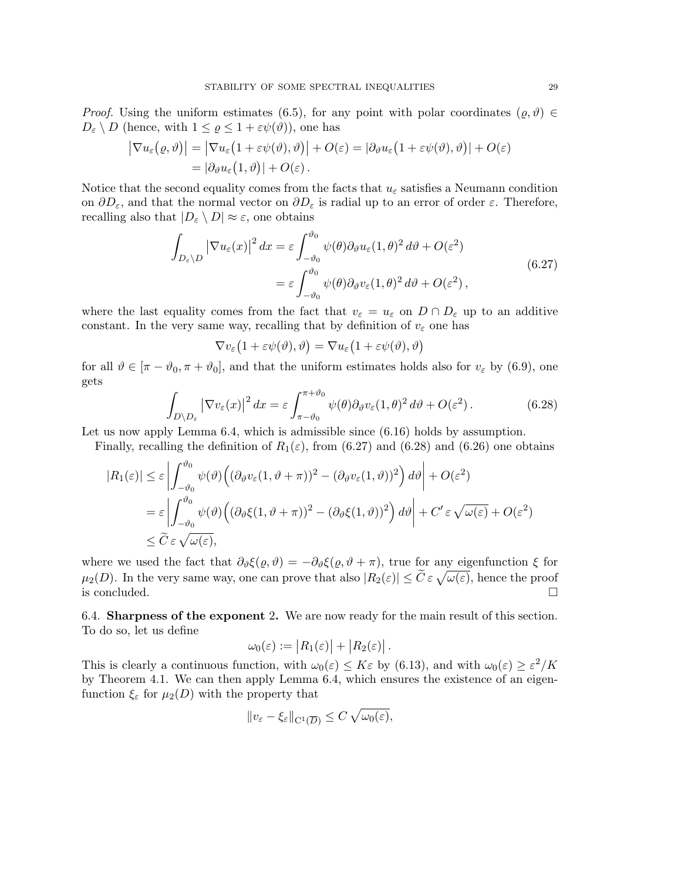*Proof.* Using the uniform estimates (6.5), for any point with polar coordinates $(\varrho, \vartheta) \in D_\varepsilon \setminus D$ (hence, with $1 \le \varrho \le 1 + \varepsilon\psi(\vartheta)$), one has

$$\begin{aligned}
\big|\nabla u_\varepsilon\big(\varrho, \vartheta\big)\big| &= \big|\nabla u_\varepsilon\big(1 + \varepsilon\psi(\vartheta), \vartheta\big)\big| + O(\varepsilon) = \big|\partial_\vartheta u_\varepsilon\big(1 + \varepsilon\psi(\vartheta), \vartheta\big)\big| + O(\varepsilon) \\
&= \big|\partial_\vartheta u_\varepsilon\big(1, \vartheta\big)\big| + O(\varepsilon)\,.
\end{aligned}$$

Notice that the second equality comes from the facts that $u_\varepsilon$ satisfies a Neumann condition on $\partial D_\varepsilon$, and that the normal vector on $\partial D_\varepsilon$ is radial up to an error of order $\varepsilon$. Therefore, recalling also that $|D_\varepsilon \setminus D| \approx \varepsilon$, one obtains

$$\begin{aligned}
\int_{D_\varepsilon \setminus D} \big|\nabla u_\varepsilon(x)\big|^2 \, dx &= \varepsilon \int_{-\vartheta_0}^{\vartheta_0} \psi(\theta) \partial_\vartheta u_\varepsilon(1, \theta)^2 \, d\vartheta + O(\varepsilon^2) \\
&= \varepsilon \int_{-\vartheta_0}^{\vartheta_0} \psi(\theta) \partial_\vartheta v_\varepsilon(1, \theta)^2 \, d\vartheta + O(\varepsilon^2)\,,
\end{aligned} \tag{6.27}$$

where the last equality comes from the fact that $v_\varepsilon = u_\varepsilon$ on $D \cap D_\varepsilon$ up to an additive constant. In the very same way, recalling that by definition of $v_\varepsilon$ one has

$$\nabla v_\varepsilon\big(1 + \varepsilon\psi(\vartheta), \vartheta\big) = \nabla u_\varepsilon\big(1 + \varepsilon\psi(\vartheta), \vartheta\big)$$

for all $\vartheta \in [\pi - \vartheta_0, \pi + \vartheta_0]$, and that the uniform estimates holds also for $v_\varepsilon$ by (6.9), one gets

$$\int_{D \setminus D_\varepsilon} \big|\nabla v_\varepsilon(x)\big|^2 \, dx = \varepsilon \int_{\pi - \vartheta_0}^{\pi + \vartheta_0} \psi(\theta) \partial_\vartheta v_\varepsilon(1, \theta)^2 \, d\vartheta + O(\varepsilon^2)\,. \tag{6.28}$$

Let us now apply Lemma 6.4, which is admissible since (6.16) holds by assumption.

Finally, recalling the definition of $R_1(\varepsilon)$, from (6.27) and (6.28) and (6.26) one obtains

$$\begin{aligned}
|R_1(\varepsilon)| &\le \varepsilon \left| \int_{-\vartheta_0}^{\vartheta_0} \psi(\vartheta) \Big( (\partial_\vartheta v_\varepsilon(1, \vartheta + \pi))^2 - (\partial_\vartheta v_\varepsilon(1, \vartheta))^2 \Big) \, d\vartheta \right| + O(\varepsilon^2) \\
&= \varepsilon \left| \int_{-\vartheta_0}^{\vartheta_0} \psi(\vartheta) \Big( (\partial_\vartheta \xi(1, \vartheta + \pi))^2 - (\partial_\vartheta \xi(1, \vartheta))^2 \Big) \, d\vartheta \right| + C' \, \varepsilon \sqrt{\omega(\varepsilon)} + O(\varepsilon^2) \\
&\le \widetilde{C} \, \varepsilon \sqrt{\omega(\varepsilon)},
\end{aligned}$$

where we used the fact that $\partial_\vartheta \xi(\varrho, \vartheta) = -\partial_\vartheta \xi(\varrho, \vartheta + \pi)$, true for any eigenfunction $\xi$ for $\mu_2(D)$. In the very same way, one can prove that also $|R_2(\varepsilon)| \le \widetilde{C} \, \varepsilon \sqrt{\omega(\varepsilon)}$, hence the proof is concluded. $\square$

6.4. **Sharpness of the exponent** 2. We are now ready for the main result of this section. To do so, let us define

$$\omega_0(\varepsilon) := \big|R_1(\varepsilon)\big| + \big|R_2(\varepsilon)\big|\,.$$

This is clearly a continuous function, with $\omega_0(\varepsilon) \le K\varepsilon$ by (6.13), and with $\omega_0(\varepsilon) \ge \varepsilon^2/K$ by Theorem 4.1. We can then apply Lemma 6.4, which ensures the existence of an eigenfunction $\xi_\varepsilon$ for $\mu_2(D)$ with the property that

$$\|v_\varepsilon - \xi_\varepsilon\|_{C^1(\overline{D})} \le C \sqrt{\omega_0(\varepsilon)},$$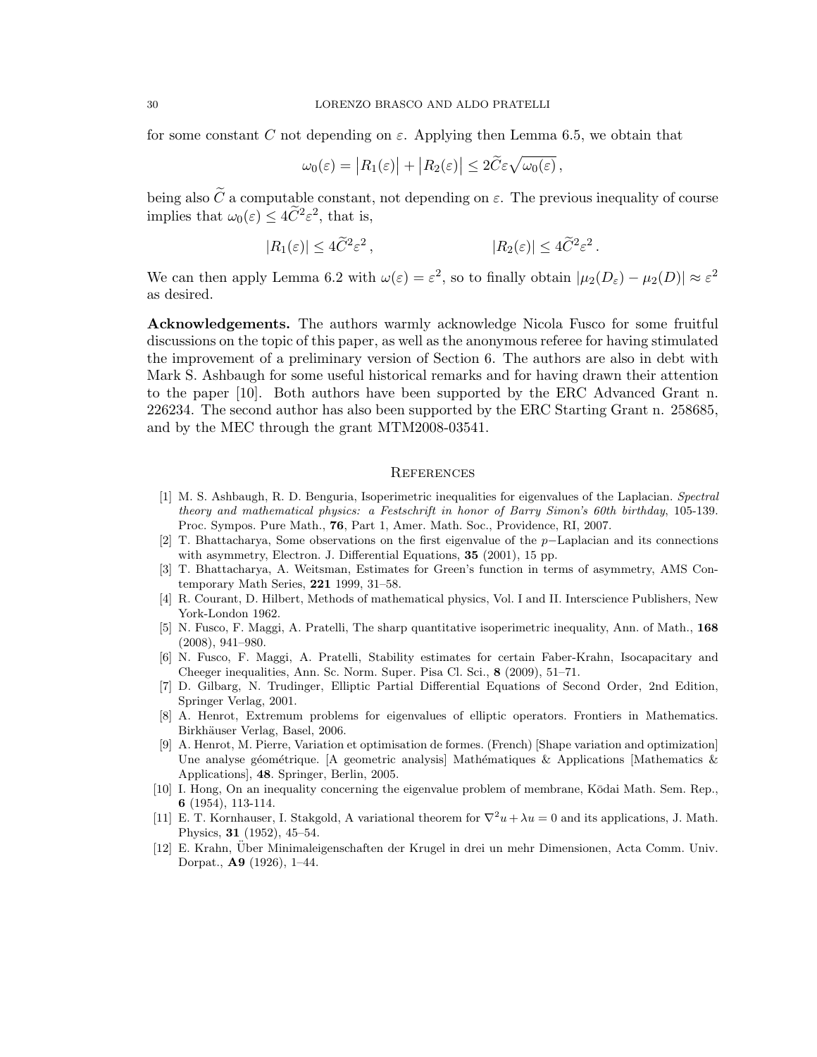for some constant $C$ not depending on $\varepsilon$. Applying then Lemma 6.5, we obtain that

$$\omega_0(\varepsilon) = \big|R_1(\varepsilon)\big| + \big|R_2(\varepsilon)\big| \leq 2\widetilde{C}\varepsilon\sqrt{\omega_0(\varepsilon)}\,,$$

being also $\widetilde{C}$ a computable constant, not depending on $\varepsilon$. The previous inequality of course implies that $\omega_0(\varepsilon) \leq 4\widetilde{C}^2\varepsilon^2$, that is,

$$|R_1(\varepsilon)| \leq 4\widetilde{C}^2\varepsilon^2\,, \qquad\qquad |R_2(\varepsilon)| \leq 4\widetilde{C}^2\varepsilon^2\,.$$

We can then apply Lemma 6.2 with $\omega(\varepsilon) = \varepsilon^2$, so to finally obtain $|\mu_2(D_\varepsilon) - \mu_2(D)| \approx \varepsilon^2$ as desired.

**Acknowledgements.** The authors warmly acknowledge Nicola Fusco for some fruitful discussions on the topic of this paper, as well as the anonymous referee for having stimulated the improvement of a preliminary version of Section 6. The authors are also in debt with Mark S. Ashbaugh for some useful historical remarks and for having drawn their attention to the paper [10]. Both authors have been supported by the ERC Advanced Grant n. 226234. The second author has also been supported by the ERC Starting Grant n. 258685, and by the MEC through the grant MTM2008-03541.

## References

[1] M. S. Ashbaugh, R. D. Benguria, Isoperimetric inequalities for eigenvalues of the Laplacian. *Spectral theory and mathematical physics: a Festschrift in honor of Barry Simon's 60th birthday*, 105-139. Proc. Sympos. Pure Math., **76**, Part 1, Amer. Math. Soc., Providence, RI, 2007.

[2] T. Bhattacharya, Some observations on the first eigenvalue of the $p-$Laplacian and its connections with asymmetry, Electron. J. Differential Equations, **35** (2001), 15 pp.

[3] T. Bhattacharya, A. Weitsman, Estimates for Green's function in terms of asymmetry, AMS Contemporary Math Series, **221** 1999, 31–58.

[4] R. Courant, D. Hilbert, Methods of mathematical physics, Vol. I and II. Interscience Publishers, New York-London 1962.

[5] N. Fusco, F. Maggi, A. Pratelli, The sharp quantitative isoperimetric inequality, Ann. of Math., **168** (2008), 941–980.

[6] N. Fusco, F. Maggi, A. Pratelli, Stability estimates for certain Faber-Krahn, Isocapacitary and Cheeger inequalities, Ann. Sc. Norm. Super. Pisa Cl. Sci., **8** (2009), 51–71.

[7] D. Gilbarg, N. Trudinger, Elliptic Partial Differential Equations of Second Order, 2nd Edition, Springer Verlag, 2001.

[8] A. Henrot, Extremum problems for eigenvalues of elliptic operators. Frontiers in Mathematics. Birkhäuser Verlag, Basel, 2006.

[9] A. Henrot, M. Pierre, Variation et optimisation de formes. (French) [Shape variation and optimization] Une analyse géométrique. [A geometric analysis] Mathématiques & Applications [Mathematics & Applications], **48**. Springer, Berlin, 2005.

[10] I. Hong, On an inequality concerning the eigenvalue problem of membrane, Kōdai Math. Sem. Rep., **6** (1954), 113-114.

[11] E. T. Kornhauser, I. Stakgold, A variational theorem for $\nabla^2 u + \lambda u = 0$ and its applications, J. Math. Physics, **31** (1952), 45–54.

[12] E. Krahn, Über Minimaleigenschaften der Krugel in drei un mehr Dimensionen, Acta Comm. Univ. Dorpat., **A9** (1926), 1–44.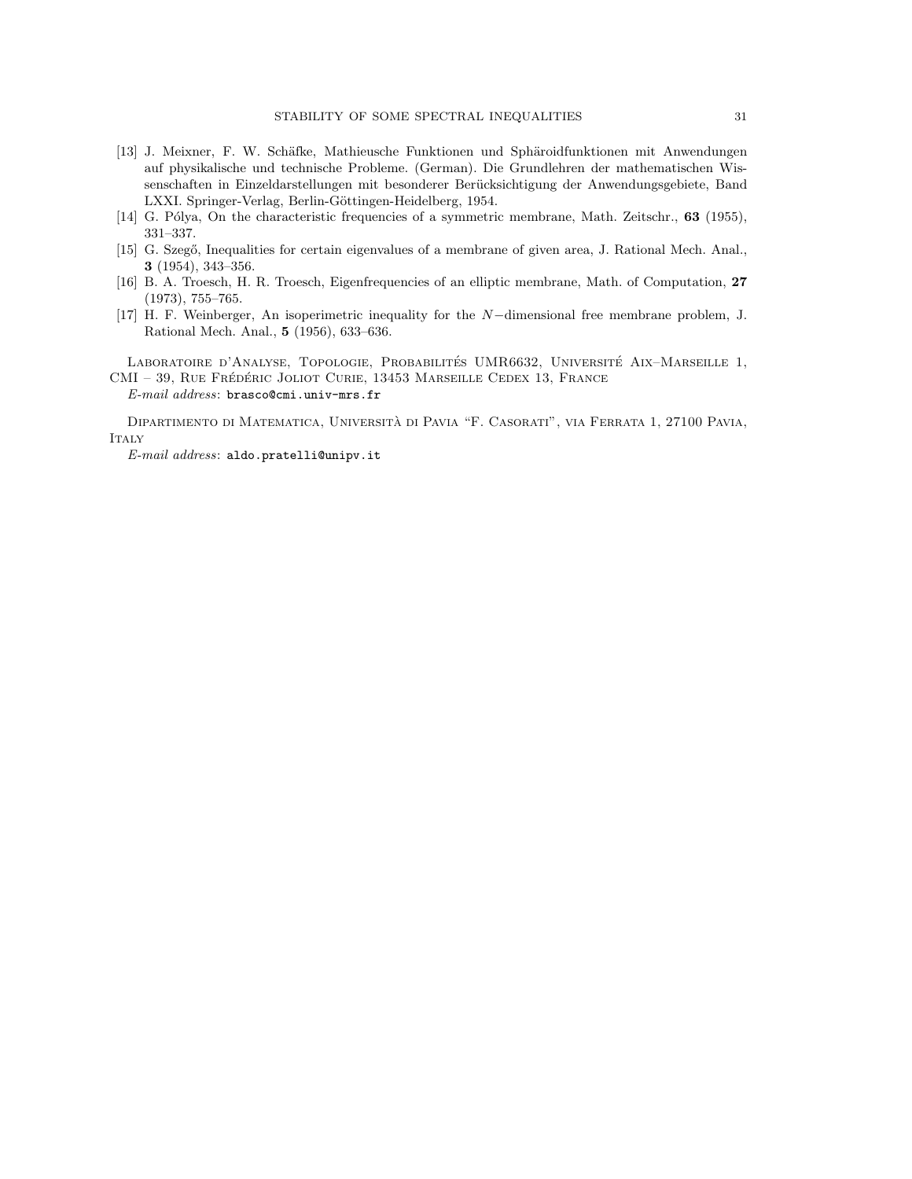[13] J. Meixner, F. W. Schäfke, Mathieusche Funktionen und Sphäroidfunktionen mit Anwendungen auf physikalische und technische Probleme. (German). Die Grundlehren der mathematischen Wissenschaften in Einzeldarstellungen mit besonderer Berücksichtigung der Anwendungsgebiete, Band LXXI. Springer-Verlag, Berlin-Göttingen-Heidelberg, 1954.

[14] G. Pólya, On the characteristic frequencies of a symmetric membrane, Math. Zeitschr., **63** (1955), 331–337.

[15] G. Szegő, Inequalities for certain eigenvalues of a membrane of given area, J. Rational Mech. Anal., **3** (1954), 343–356.

[16] B. A. Troesch, H. R. Troesch, Eigenfrequencies of an elliptic membrane, Math. of Computation, **27** (1973), 755–765.

[17] H. F. Weinberger, An isoperimetric inequality for the $N-$dimensional free membrane problem, J. Rational Mech. Anal., **5** (1956), 633–636.

Laboratoire d'Analyse, Topologie, Probabilités UMR6632, Université Aix–Marseille 1, CMI – 39, Rue Frédéric Joliot Curie, 13453 Marseille Cedex 13, France

*E-mail address*: `brasco@cmi.univ-mrs.fr`

Dipartimento di Matematica, Università di Pavia "F. Casorati", via Ferrata 1, 27100 Pavia, Italy

*E-mail address*: `aldo.pratelli@unipv.it`